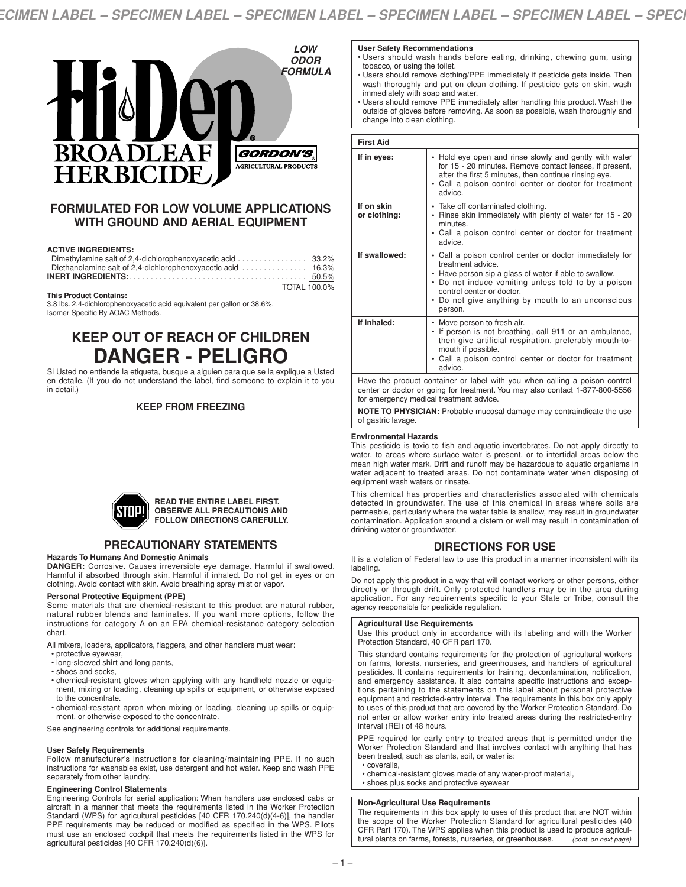# Hi-Dep® BROADLEAF HERBICIDE

**LOW ODOR FORMULA**

GORDON'S® AGRICULTURAL PRODUCTS

## FORMULATED FOR LOW VOLUME APPLICATIONS WITH GROUND AND AERIAL EQUIPMENT

**ACTIVE INGREDIENTS:**

| | |
|---|---|
| Dimethylamine salt of 2,4-dichlorophenoxyacetic acid | 33.2% |
| Diethanolamine salt of 2,4-dichlorophenoxyacetic acid | 16.3% |
| **INERT INGREDIENTS:** | 50.5% |
| | TOTAL 100.0% |

**This Product Contains:**
3.8 lbs. 2,4-dichlorophenoxyacetic acid equivalent per gallon or 38.6%.
Isomer Specific By AOAC Methods.

## KEEP OUT OF REACH OF CHILDREN

# DANGER - PELIGRO

Si Usted no entiende la etiqueta, busque a alguien para que se la explique a Usted en detalle. (If you do not understand the label, find someone to explain it to you in detail.)

**KEEP FROM FREEZING**

**STOP! READ THE ENTIRE LABEL FIRST. OBSERVE ALL PRECAUTIONS AND FOLLOW DIRECTIONS CAREFULLY.**

## PRECAUTIONARY STATEMENTS

**Hazards To Humans And Domestic Animals**

**DANGER:** Corrosive. Causes irreversible eye damage. Harmful if swallowed. Harmful if absorbed through skin. Harmful if inhaled. Do not get in eyes or on clothing. Avoid contact with skin. Avoid breathing spray mist or vapor.

**Personal Protective Equipment (PPE)**

Some materials that are chemical-resistant to this product are natural rubber, natural rubber blends and laminates. If you want more options, follow the instructions for category A on an EPA chemical-resistance category selection chart.

All mixers, loaders, applicators, flaggers, and other handlers must wear:

- protective eyewear,
- long-sleeved shirt and long pants,
- shoes and socks,
- chemical-resistant gloves when applying with any handheld nozzle or equipment, mixing or loading, cleaning up spills or equipment, or otherwise exposed to the concentrate.
- chemical-resistant apron when mixing or loading, cleaning up spills or equipment, or otherwise exposed to the concentrate.

See engineering controls for additional requirements.

**User Safety Requirements**

Follow manufacturer's instructions for cleaning/maintaining PPE. If no such instructions for washables exist, use detergent and hot water. Keep and wash PPE separately from other laundry.

**Engineering Control Statements**

Engineering Controls for aerial application: When handlers use enclosed cabs or aircraft in a manner that meets the requirements listed in the Worker Protection Standard (WPS) for agricultural pesticides [40 CFR 170.240(d)(4-6)], the handler PPE requirements may be reduced or modified as specified in the WPS. Pilots must use an enclosed cockpit that meets the requirements listed in the WPS for agricultural pesticides [40 CFR 170.240(d)(6)].

**User Safety Recommendations**

- Users should wash hands before eating, drinking, chewing gum, using tobacco, or using the toilet.
- Users should remove clothing/PPE immediately if pesticide gets inside. Then wash thoroughly and put on clean clothing. If pesticide gets on skin, wash immediately with soap and water.
- Users should remove PPE immediately after handling this product. Wash the outside of gloves before removing. As soon as possible, wash thoroughly and change into clean clothing.

**First Aid**

| | |
|---|---|
| **If in eyes:** | • Hold eye open and rinse slowly and gently with water for 15 - 20 minutes. Remove contact lenses, if present, after the first 5 minutes, then continue rinsing eye. • Call a poison control center or doctor for treatment advice. |
| **If on skin or clothing:** | • Take off contaminated clothing. • Rinse skin immediately with plenty of water for 15 - 20 minutes. • Call a poison control center or doctor for treatment advice. |
| **If swallowed:** | • Call a poison control center or doctor immediately for treatment advice. • Have person sip a glass of water if able to swallow. • Do not induce vomiting unless told to by a poison control center or doctor. • Do not give anything by mouth to an unconscious person. |
| **If inhaled:** | • Move person to fresh air. • If person is not breathing, call 911 or an ambulance, then give artificial respiration, preferably mouth-to-mouth if possible. • Call a poison control center or doctor for treatment advice. |

Have the product container or label with you when calling a poison control center or doctor or going for treatment. You may also contact 1-877-800-5556 for emergency medical treatment advice.

**NOTE TO PHYSICIAN:** Probable mucosal damage may contraindicate the use of gastric lavage.

**Environmental Hazards**

This pesticide is toxic to fish and aquatic invertebrates. Do not apply directly to water, to areas where surface water is present, or to intertidal areas below the mean high water mark. Drift and runoff may be hazardous to aquatic organisms in water adjacent to treated areas. Do not contaminate water when disposing of equipment wash waters or rinsate.

This chemical has properties and characteristics associated with chemicals detected in groundwater. The use of this chemical in areas where soils are permeable, particularly where the water table is shallow, may result in groundwater contamination. Application around a cistern or well may result in contamination of drinking water or groundwater.

## DIRECTIONS FOR USE

It is a violation of Federal law to use this product in a manner inconsistent with its labeling.

Do not apply this product in a way that will contact workers or other persons, either directly or through drift. Only protected handlers may be in the area during application. For any requirements specific to your State or Tribe, consult the agency responsible for pesticide regulation.

**Agricultural Use Requirements**

Use this product only in accordance with its labeling and with the Worker Protection Standard, 40 CFR part 170.

This standard contains requirements for the protection of agricultural workers on farms, forests, nurseries, and greenhouses, and handlers of agricultural pesticides. It contains requirements for training, decontamination, notification, and emergency assistance. It also contains specific instructions and exceptions pertaining to the statements on this label about personal protective equipment and restricted-entry interval. The requirements in this box only apply to uses of this product that are covered by the Worker Protection Standard. Do not enter or allow worker entry into treated areas during the restricted-entry interval (REI) of 48 hours.

PPE required for early entry to treated areas that is permitted under the Worker Protection Standard and that involves contact with anything that has been treated, such as plants, soil, or water is:

- coveralls,
- chemical-resistant gloves made of any water-proof material,
- shoes plus socks and protective eyewear

**Non-Agricultural Use Requirements**

The requirements in this box apply to uses of this product that are NOT within the scope of the Worker Protection Standard for agricultural pesticides (40 CFR Part 170). The WPS applies when this product is used to produce agricultural plants on farms, forests, nurseries, or greenhouses. *(cont. on next page)*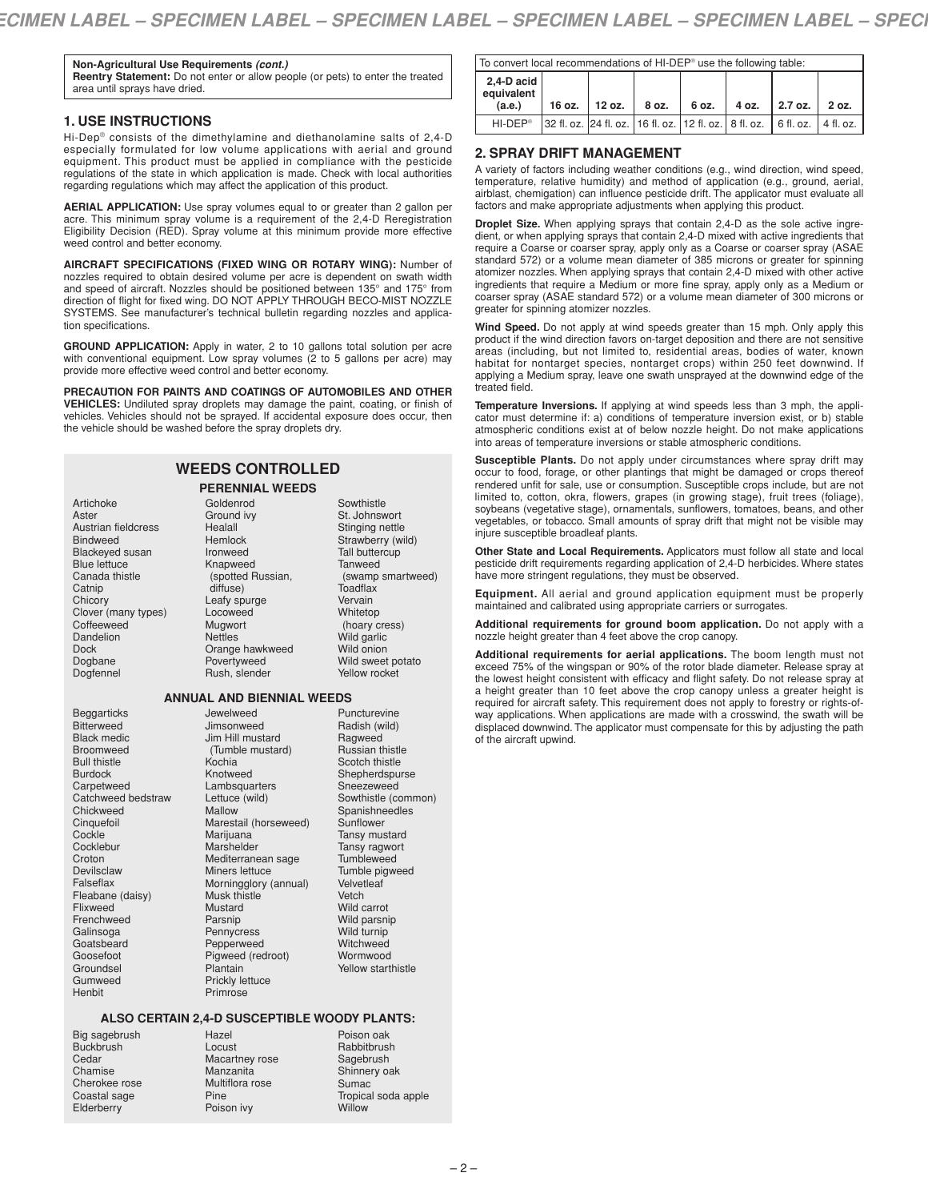**Non-Agricultural Use Requirements *(cont.)***
**Reentry Statement:** Do not enter or allow people (or pets) to enter the treated area until sprays have dried.

## 1. USE INSTRUCTIONS

Hi-Dep® consists of the dimethylamine and diethanolamine salts of 2,4-D especially formulated for low volume applications with aerial and ground equipment. This product must be applied in compliance with the pesticide regulations of the state in which application is made. Check with local authorities regarding regulations which may affect the application of this product.

**AERIAL APPLICATION:** Use spray volumes equal to or greater than 2 gallon per acre. This minimum spray volume is a requirement of the 2,4-D Reregistration Eligibility Decision (RED). Spray volume at this minimum provide more effective weed control and better economy.

**AIRCRAFT SPECIFICATIONS (FIXED WING OR ROTARY WING):** Number of nozzles required to obtain desired volume per acre is dependent on swath width and speed of aircraft. Nozzles should be positioned between 135° and 175° from direction of flight for fixed wing. DO NOT APPLY THROUGH BECO-MIST NOZZLE SYSTEMS. See manufacturer's technical bulletin regarding nozzles and application specifications.

**GROUND APPLICATION:** Apply in water, 2 to 10 gallons total solution per acre with conventional equipment. Low spray volumes (2 to 5 gallons per acre) may provide more effective weed control and better economy.

**PRECAUTION FOR PAINTS AND COATINGS OF AUTOMOBILES AND OTHER VEHICLES:** Undiluted spray droplets may damage the paint, coating, or finish of vehicles. Vehicles should not be sprayed. If accidental exposure does occur, then the vehicle should be washed before the spray droplets dry.

## WEEDS CONTROLLED

### PERENNIAL WEEDS

Artichoke
Aster
Austrian fieldcress
Bindweed
Blackeyed susan
Blue lettuce
Canada thistle
Catnip
Chicory
Clover (many types)
Coffeeweed
Dandelion
Dock
Dogbane
Dogfennel
Goldenrod
Ground ivy
Healall
Hemlock
Ironweed
Knapweed (spotted Russian, diffuse)
Leafy spurge
Locoweed
Mugwort
Nettles
Orange hawkweed
Povertyweed
Rush, slender
Sowthistle
St. Johnswort
Stinging nettle
Strawberry (wild)
Tall buttercup
Tanweed (swamp smartweed)
Toadflax
Vervain
Whitetop (hoary cress)
Wild garlic
Wild onion
Wild sweet potato
Yellow rocket

### ANNUAL AND BIENNIAL WEEDS

Beggarticks
Bitterweed
Black medic
Broomweed
Bull thistle
Burdock
Carpetweed
Catchweed bedstraw
Chickweed
Cinquefoil
Cockle
Cocklebur
Croton
Devilsclaw
Falseflax
Fleabane (daisy)
Flixweed
Frenchweed
Galinsoga
Goatsbeard
Goosefoot
Groundsel
Gumweed
Henbit
Jewelweed
Jimsonweed
Jim Hill mustard (Tumble mustard)
Kochia
Knotweed
Lambsquarters
Lettuce (wild)
Mallow
Marestail (horseweed)
Marijuana
Marshelder
Mediterranean sage
Miners lettuce
Morningglory (annual)
Musk thistle
Mustard
Parsnip
Pennycress
Pepperweed
Pigweed (redroot)
Plantain
Prickly lettuce
Primrose
Puncturevine
Radish (wild)
Ragweed
Russian thistle
Scotch thistle
Shepherdspurse
Sneezeweed
Sowthistle (common)
Spanishneedles
Sunflower
Tansy mustard
Tansy ragwort
Tumbleweed
Tumble pigweed
Velvetleaf
Vetch
Wild carrot
Wild parsnip
Wild turnip
Witchweed
Wormwood
Yellow starthistle

### ALSO CERTAIN 2,4-D SUSCEPTIBLE WOODY PLANTS:

Big sagebrush
Buckbrush
Cedar
Chamise
Cherokee rose
Coastal sage
Elderberry
Hazel
Locust
Macartney rose
Manzanita
Multiflora rose
Pine
Poison ivy
Poison oak
Rabbitbrush
Sagebrush
Shinnery oak
Sumac
Tropical soda apple
Willow

To convert local recommendations of HI-DEP® use the following table:

| 2,4-D acid equivalent (a.e.) | 16 oz. | 12 oz. | 8 oz. | 6 oz. | 4 oz. | 2.7 oz. | 2 oz. |
|---|---|---|---|---|---|---|---|
| HI-DEP® | 32 fl. oz. | 24 fl. oz. | 16 fl. oz. | 12 fl. oz. | 8 fl. oz. | 6 fl. oz. | 4 fl. oz. |

## 2. SPRAY DRIFT MANAGEMENT

A variety of factors including weather conditions (e.g., wind direction, wind speed, temperature, relative humidity) and method of application (e.g., ground, aerial, airblast, chemigation) can influence pesticide drift. The applicator must evaluate all factors and make appropriate adjustments when applying this product.

**Droplet Size.** When applying sprays that contain 2,4-D as the sole active ingredient, or when applying sprays that contain 2,4-D mixed with active ingredients that require a Coarse or coarser spray, apply only as a Coarse or coarser spray (ASAE standard 572) or a volume mean diameter of 385 microns or greater for spinning atomizer nozzles. When applying sprays that contain 2,4-D mixed with other active ingredients that require a Medium or more fine spray, apply only as a Medium or coarser spray (ASAE standard 572) or a volume mean diameter of 300 microns or greater for spinning atomizer nozzles.

**Wind Speed.** Do not apply at wind speeds greater than 15 mph. Only apply this product if the wind direction favors on-target deposition and there are not sensitive areas (including, but not limited to, residential areas, bodies of water, known habitat for nontarget species, nontarget crops) within 250 feet downwind. If applying a Medium spray, leave one swath unsprayed at the downwind edge of the treated field.

**Temperature Inversions.** If applying at wind speeds less than 3 mph, the applicator must determine if: a) conditions of temperature inversion exist, or b) stable atmospheric conditions exist at of below nozzle height. Do not make applications into areas of temperature inversions or stable atmospheric conditions.

**Susceptible Plants.** Do not apply under circumstances where spray drift may occur to food, forage, or other plantings that might be damaged or crops thereof rendered unfit for sale, use or consumption. Susceptible crops include, but are not limited to, cotton, okra, flowers, grapes (in growing stage), fruit trees (foliage), soybeans (vegetative stage), ornamentals, sunflowers, tomatoes, beans, and other vegetables, or tobacco. Small amounts of spray drift that might not be visible may injure susceptible broadleaf plants.

**Other State and Local Requirements.** Applicators must follow all state and local pesticide drift requirements regarding application of 2,4-D herbicides. Where states have more stringent regulations, they must be observed.

**Equipment.** All aerial and ground application equipment must be properly maintained and calibrated using appropriate carriers or surrogates.

**Additional requirements for ground boom application.** Do not apply with a nozzle height greater than 4 feet above the crop canopy.

**Additional requirements for aerial applications.** The boom length must not exceed 75% of the wingspan or 90% of the rotor blade diameter. Release spray at the lowest height consistent with efficacy and flight safety. Do not release spray at a height greater than 10 feet above the crop canopy unless a greater height is required for aircraft safety. This requirement does not apply to forestry or rights-of-way applications. When applications are made with a crosswind, the swath will be displaced downwind. The applicator must compensate for this by adjusting the path of the aircraft upwind.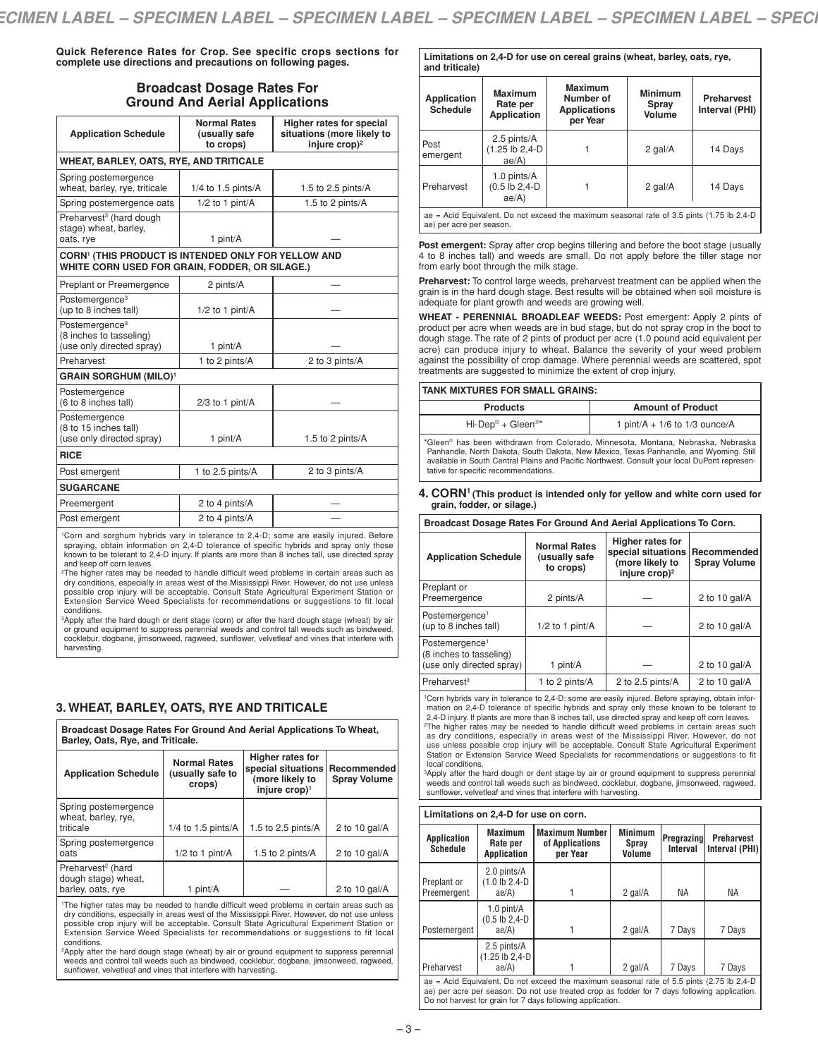**Quick Reference Rates for Crop. See specific crops sections for complete use directions and precautions on following pages.**

## Broadcast Dosage Rates For Ground And Aerial Applications

| Application Schedule | Normal Rates (usually safe to crops) | Higher rates for special situations (more likely to injure crop)[2] |
|---|---|---|
| **WHEAT, BARLEY, OATS, RYE, AND TRITICALE** | | |
| Spring postemergence wheat, barley, rye, triticale | 1/4 to 1.5 pints/A | 1.5 to 2.5 pints/A |
| Spring postemergence oats | 1/2 to 1 pint/A | 1.5 to 2 pints/A |
| Preharvest[3] (hard dough stage) wheat, barley, oats, rye | 1 pint/A | — |
| **CORN[1] (THIS PRODUCT IS INTENDED ONLY FOR YELLOW AND WHITE CORN USED FOR GRAIN, FODDER, OR SILAGE.)** | | |
| Preplant or Preemergence | 2 pints/A | — |
| Postemergence[3] (up to 8 inches tall) | 1/2 to 1 pint/A | — |
| Postemergence[3] (8 inches to tasseling) (use only directed spray) | 1 pint/A | — |
| Preharvest | 1 to 2 pints/A | 2 to 3 pints/A |
| **GRAIN SORGHUM (MILO)[1]** | | |
| Postemergence (6 to 8 inches tall) | 2/3 to 1 pint/A | — |
| Postemergence (8 to 15 inches tall) (use only directed spray) | 1 pint/A | 1.5 to 2 pints/A |
| **RICE** | | |
| Post emergent | 1 to 2.5 pints/A | 2 to 3 pints/A |
| **SUGARCANE** | | |
| Preemergent | 2 to 4 pints/A | — |
| Post emergent | 2 to 4 pints/A | — |

[1]Corn and sorghum hybrids vary in tolerance to 2,4-D; some are easily injured. Before spraying, obtain information on 2,4-D tolerance of specific hybrids and spray only those known to be tolerant to 2,4-D injury. If plants are more than 8 inches tall, use directed spray and keep off corn leaves.

[2]The higher rates may be needed to handle difficult weed problems in certain areas such as dry conditions, especially in areas west of the Mississippi River. However, do not use unless possible crop injury will be acceptable. Consult State Agricultural Experiment Station or Extension Service Weed Specialists for recommendations or suggestions to fit local conditions.

[3]Apply after the hard dough or dent stage (corn) or after the hard dough stage (wheat) by air or ground equipment to suppress perennial weeds and control tall weeds such as bindweed, cocklebur, dogbane, jimsonweed, ragweed, sunflower, velvetleaf and vines that interfere with harvesting.

## 3. WHEAT, BARLEY, OATS, RYE AND TRITICALE

**Broadcast Dosage Rates For Ground And Aerial Applications To Wheat, Barley, Oats, Rye, and Triticale.**

| Application Schedule | Normal Rates (usually safe to crops) | Higher rates for special situations (more likely to injure crop)[1] | Recommended Spray Volume |
|---|---|---|---|
| Spring postemergence wheat, barley, rye, triticale | 1/4 to 1.5 pints/A | 1.5 to 2.5 pints/A | 2 to 10 gal/A |
| Spring postemergence oats | 1/2 to 1 pint/A | 1.5 to 2 pints/A | 2 to 10 gal/A |
| Preharvest[2] (hard dough stage) wheat, barley, oats, rye | 1 pint/A | — | 2 to 10 gal/A |

[1]The higher rates may be needed to handle difficult weed problems in certain areas such as dry conditions, especially in areas west of the Mississippi River. However, do not use unless possible crop injury will be acceptable. Consult State Agricultural Experiment Station or Extension Service Weed Specialists for recommendations or suggestions to fit local conditions.

[2]Apply after the hard dough stage (wheat) by air or ground equipment to suppress perennial weeds and control tall weeds such as bindweed, cocklebur, dogbane, jimsonweed, ragweed, sunflower, velvetleaf and vines that interfere with harvesting.

**Limitations on 2,4-D for use on cereal grains (wheat, barley, oats, rye, and triticale)**

| Application Schedule | Maximum Rate per Application | Maximum Number of Applications per Year | Minimum Spray Volume | Preharvest Interval (PHI) |
|---|---|---|---|---|
| Post emergent | 2.5 pints/A (1.25 lb 2,4-D ae/A) | 1 | 2 gal/A | 14 Days |
| Preharvest | 1.0 pints/A (0.5 lb 2,4-D ae/A) | 1 | 2 gal/A | 14 Days |

ae = Acid Equivalent. Do not exceed the maximum seasonal rate of 3.5 pints (1.75 lb 2,4-D ae) per acre per season.

**Post emergent:** Spray after crop begins tillering and before the boot stage (usually 4 to 8 inches tall) and weeds are small. Do not apply before the tiller stage nor from early boot through the milk stage.

**Preharvest:** To control large weeds, preharvest treatment can be applied when the grain is in the hard dough stage. Best results will be obtained when soil moisture is adequate for plant growth and weeds are growing well.

**WHEAT - PERENNIAL BROADLEAF WEEDS:** Post emergent: Apply 2 pints of product per acre when weeds are in bud stage, but do not spray crop in the boot to dough stage. The rate of 2 pints of product per acre (1.0 pound acid equivalent per acre) can produce injury to wheat. Balance the severity of your weed problem against the possibility of crop damage. Where perennial weeds are scattered, spot treatments are suggested to minimize the extent of crop injury.

**TANK MIXTURES FOR SMALL GRAINS:**

| Products | Amount of Product |
|---|---|
| Hi-Dep® + Gleen®* | 1 pint/A + 1/6 to 1/3 ounce/A |

*Gleen® has been withdrawn from Colorado, Minnesota, Montana, Nebraska, Nebraska Panhandle, North Dakota, South Dakota, New Mexico, Texas Panhandle, and Wyoming. Still available in South Central Plains and Pacific Northwest. Consult your local DuPont representative for specific recommendations.

## 4. CORN[1] (This product is intended only for yellow and white corn used for grain, fodder, or silage.)

**Broadcast Dosage Rates For Ground And Aerial Applications To Corn.**

| Application Schedule | Normal Rates (usually safe to crops) | Higher rates for special situations (more likely to injure crop)[2] | Recommended Spray Volume |
|---|---|---|---|
| Preplant or Preemergence | 2 pints/A | — | 2 to 10 gal/A |
| Postemergence[1] (up to 8 inches tall) | 1/2 to 1 pint/A | — | 2 to 10 gal/A |
| Postemergence[1] (8 inches to tasseling) (use only directed spray) | 1 pint/A | — | 2 to 10 gal/A |
| Preharvest[3] | 1 to 2 pints/A | 2 to 2.5 pints/A | 2 to 10 gal/A |

[1]Corn hybrids vary in tolerance to 2,4-D; some are easily injured. Before spraying, obtain information on 2,4-D tolerance of specific hybrids and spray only those known to be tolerant to 2,4-D injury. If plants are more than 8 inches tall, use directed spray and keep off corn leaves.

[2]The higher rates may be needed to handle difficult weed problems in certain areas such as dry conditions, especially in areas west of the Mississippi River. However, do not use unless possible crop injury will be acceptable. Consult State Agricultural Experiment Station or Extension Service Weed Specialists for recommendations or suggestions to fit local conditions.

[3]Apply after the hard dough or dent stage by air or ground equipment to suppress perennial weeds and control tall weeds such as bindweed, cocklebur, dogbane, jimsonweed, ragweed, sunflower, velvetleaf and vines that interfere with harvesting.

**Limitations on 2,4-D for use on corn.**

| Application Schedule | Maximum Rate per Application | Maximum Number of Applications per Year | Minimum Spray Volume | Pregrazing Interval | Preharvest Interval (PHI) |
|---|---|---|---|---|---|
| Preplant or Preemergent | 2.0 pints/A (1.0 lb 2.4-D ae/A) | 1 | 2 gal/A | NA | NA |
| Postemergent | 1.0 pint/A (0.5 lb 2,4-D ae/A) | 1 | 2 gal/A | 7 Days | 7 Days |
| Preharvest | 2.5 pints/A (1.25 lb 2,4-D ae/A) | 1 | 2 gal/A | 7 Days | 7 Days |

ae = Acid Equivalent. Do not exceed the maximum seasonal rate of 5.5 pints (2.75 lb 2,4-D ae) per acre per season. Do not use treated crop as fodder for 7 days following application. Do not harvest for grain for 7 days following application.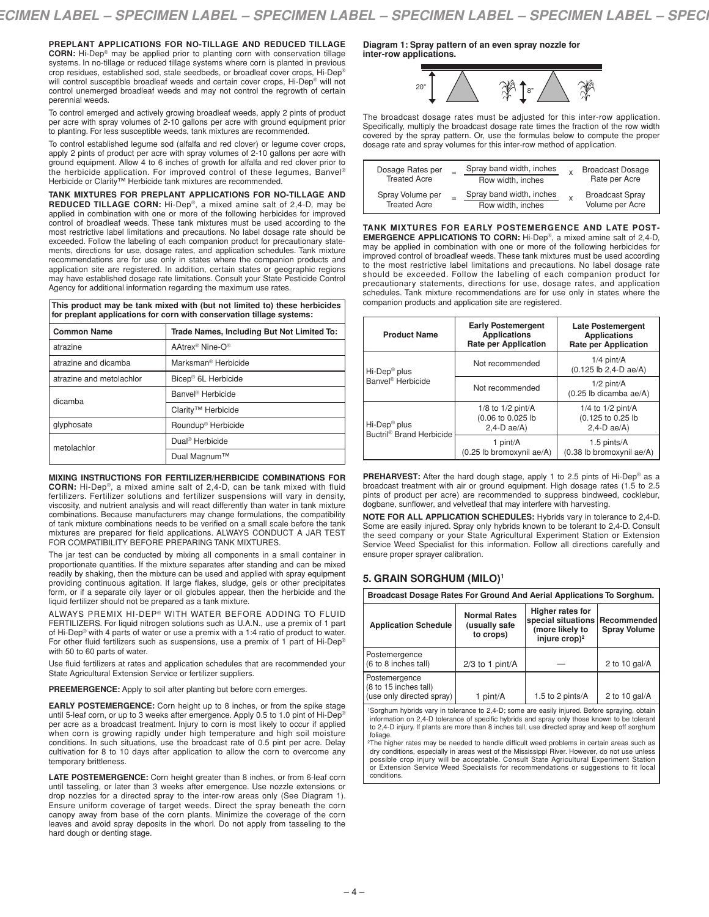**PREPLANT APPLICATIONS FOR NO-TILLAGE AND REDUCED TILLAGE CORN:** Hi-Dep® may be applied prior to planting corn with conservation tillage systems. In no-tillage or reduced tillage systems where corn is planted in previous crop residues, established sod, stale seedbeds, or broadleaf cover crops, Hi-Dep® will control susceptible broadleaf weeds and certain cover crops, Hi-Dep® will not control unemerged broadleaf weeds and may not control the regrowth of certain perennial weeds.

To control emerged and actively growing broadleaf weeds, apply 2 pints of product per acre with spray volumes of 2-10 gallons per acre with ground equipment prior to planting. For less susceptible weeds, tank mixtures are recommended.

To control established legume sod (alfalfa and red clover) or legume cover crops, apply 2 pints of product per acre with spray volumes of 2-10 gallons per acre with ground equipment. Allow 4 to 6 inches of growth for alfalfa and red clover prior to the herbicide application. For improved control of these legumes, Banvel® Herbicide or Clarity™ Herbicide tank mixtures are recommended.

**TANK MIXTURES FOR PREPLANT APPLICATIONS FOR NO-TILLAGE AND REDUCED TILLAGE CORN:** Hi-Dep®, a mixed amine salt of 2,4-D, may be applied in combination with one or more of the following herbicides for improved control of broadleaf weeds. These tank mixtures must be used according to the most restrictive label limitations and precautions. No label dosage rate should be exceeded. Follow the labeling of each companion product for precautionary statements, directions for use, dosage rates, and application schedules. Tank mixture recommendations are for use only in states where the companion products and application site are registered. In addition, certain states or geographic regions may have established dosage rate limitations. Consult your State Pesticide Control Agency for additional information regarding the maximum use rates.

**This product may be tank mixed with (but not limited to) these herbicides for preplant applications for corn with conservation tillage systems:**

| Common Name | Trade Names, Including But Not Limited To: |
|---|---|
| atrazine | AAtrex® Nine-O® |
| atrazine and dicamba | Marksman® Herbicide |
| atrazine and metolachlor | Bicep® 6L Herbicide |
| dicamba | Banvel® Herbicide |
| | Clarity™ Herbicide |
| glyphosate | Roundup® Herbicide |
| metolachlor | Dual® Herbicide |
| | Dual Magnum™ |

**MIXING INSTRUCTIONS FOR FERTILIZER/HERBICIDE COMBINATIONS FOR CORN:** Hi-Dep®, a mixed amine salt of 2,4-D, can be tank mixed with fluid fertilizers. Fertilizer solutions and fertilizer suspensions will vary in density, viscosity, and nutrient analysis and will react differently than water in tank mixture combinations. Because manufacturers may change formulations, the compatibility of tank mixture combinations needs to be verified on a small scale before the tank mixtures are prepared for field applications. ALWAYS CONDUCT A JAR TEST FOR COMPATIBILITY BEFORE PREPARING TANK MIXTURES.

The jar test can be conducted by mixing all components in a small container in proportionate quantities. If the mixture separates after standing and can be mixed readily by shaking, then the mixture can be used and applied with spray equipment providing continuous agitation. If large flakes, sludge, gels or other precipitates form, or if a separate oily layer or oil globules appear, then the herbicide and the liquid fertilizer should not be prepared as a tank mixture.

ALWAYS PREMIX HI-DEP® WITH WATER BEFORE ADDING TO FLUID FERTILIZERS. For liquid nitrogen solutions such as U.A.N., use a premix of 1 part of Hi-Dep® with 4 parts of water or use a premix with a 1:4 ratio of product to water. For other fluid fertilizers such as suspensions, use a premix of 1 part of Hi-Dep® with 50 to 60 parts of water.

Use fluid fertilizers at rates and application schedules that are recommended your State Agricultural Extension Service or fertilizer suppliers.

**PREEMERGENCE:** Apply to soil after planting but before corn emerges.

**EARLY POSTEMERGENCE:** Corn height up to 8 inches, or from the spike stage until 5-leaf corn, or up to 3 weeks after emergence. Apply 0.5 to 1.0 pint of Hi-Dep® per acre as a broadcast treatment. Injury to corn is most likely to occur if applied when corn is growing rapidly under high temperature and high soil moisture conditions. In such situations, use the broadcast rate of 0.5 pint per acre. Delay cultivation for 8 to 10 days after application to allow the corn to overcome any temporary brittleness.

**LATE POSTEMERGENCE:** Corn height greater than 8 inches, or from 6-leaf corn until tasseling, or later than 3 weeks after emergence. Use nozzle extensions or drop nozzles for a directed spray to the inter-row areas only (See Diagram 1). Ensure uniform coverage of target weeds. Direct the spray beneath the corn canopy away from base of the corn plants. Minimize the coverage of the corn leaves and avoid spray deposits in the whorl. Do not apply from tasseling to the hard dough or denting stage.

**Diagram 1: Spray pattern of an even spray nozzle for inter-row applications.**

20" 8"

The broadcast dosage rates must be adjusted for this inter-row application. Specifically, multiply the broadcast dosage rate times the fraction of the row width covered by the spray pattern. Or, use the formulas below to compute the proper dosage rate and spray volumes for this inter-row method of application.

$$\text{Dosage Rates per Treated Acre} = \frac{\text{Spray band width, inches}}{\text{Row width, inches}} \times \text{Broadcast Dosage Rate per Acre}$$

$$\text{Spray Volume per Treated Acre} = \frac{\text{Spray band width, inches}}{\text{Row width, inches}} \times \text{Broadcast Spray Volume per Acre}$$

**TANK MIXTURES FOR EARLY POSTEMERGENCE AND LATE POSTEMERGENCE APPLICATIONS TO CORN:** Hi-Dep®, a mixed amine salt of 2,4-D, may be applied in combination with one or more of the following herbicides for improved control of broadleaf weeds. These tank mixtures must be used according to the most restrictive label limitations and precautions. No label dosage rate should be exceeded. Follow the labeling of each companion product for precautionary statements, directions for use, dosage rates, and application schedules. Tank mixture recommendations are for use only in states where the companion products and application site are registered.

| Product Name | Early Postemergent Applications Rate per Application | Late Postemergent Applications Rate per Application |
|---|---|---|
| Hi-Dep® plus Banvel® Herbicide | Not recommended | 1/4 pint/A (0.125 lb 2,4-D ae/A) |
| | Not recommended | 1/2 pint/A (0.25 lb dicamba ae/A) |
| Hi-Dep® plus Buctril® Brand Herbicide | 1/8 to 1/2 pint/A (0.06 to 0.025 lb 2,4-D ae/A) | 1/4 to 1/2 pint/A (0.125 to 0.25 lb 2,4-D ae/A) |
| | 1 pint/A (0.25 lb bromoxynil ae/A) | 1.5 pints/A (0.38 lb bromoxynil ae/A) |

**PREHARVEST:** After the hard dough stage, apply 1 to 2.5 pints of Hi-Dep® as a broadcast treatment with air or ground equipment. High dosage rates (1.5 to 2.5 pints of product per acre) are recommended to suppress bindweed, cocklebur, dogbane, sunflower, and velvetleaf that may interfere with harvesting.

**NOTE FOR ALL APPLICATION SCHEDULES:** Hybrids vary in tolerance to 2,4-D. Some are easily injured. Spray only hybrids known to be tolerant to 2,4-D. Consult the seed company or your State Agricultural Experiment Station or Extension Service Weed Specialist for this information. Follow all directions carefully and ensure proper sprayer calibration.

## 5. GRAIN SORGHUM (MILO)[1]

**Broadcast Dosage Rates For Ground And Aerial Applications To Sorghum.**

| Application Schedule | Normal Rates (usually safe to crops) | Higher rates for special situations (more likely to injure crop)[2] | Recommended Spray Volume |
|---|---|---|---|
| Postemergence (6 to 8 inches tall) | 2/3 to 1 pint/A | — | 2 to 10 gal/A |
| Postemergence (8 to 15 inches tall) (use only directed spray) | 1 pint/A | 1.5 to 2 pints/A | 2 to 10 gal/A |

[1]Sorghum hybrids vary in tolerance to 2,4-D; some are easily injured. Before spraying, obtain information on 2,4-D tolerance of specific hybrids and spray only those known to be tolerant to 2,4-D injury. If plants are more than 8 inches tall, use directed spray and keep off sorghum foliage.

[2]The higher rates may be needed to handle difficult weed problems in certain areas such as dry conditions, especially in areas west of the Mississippi River. However, do not use unless possible crop injury will be acceptable. Consult State Agricultural Experiment Station or Extension Service Weed Specialists for recommendations or suggestions to fit local conditions.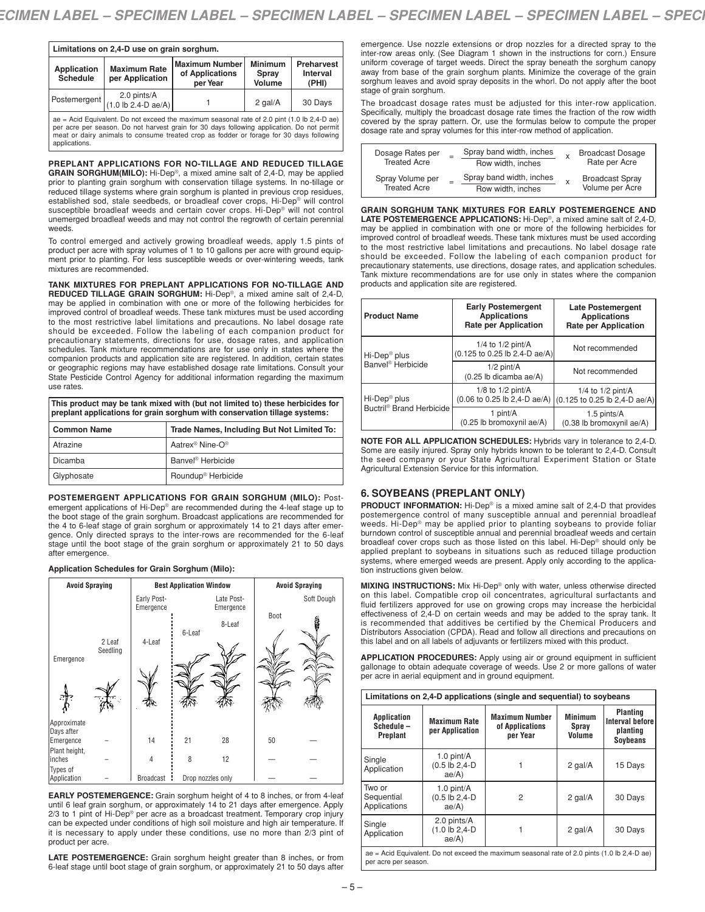| Limitations on 2,4-D use on grain sorghum. | | | | |
|---|---|---|---|---|
| Application Schedule | Maximum Rate per Application | Maximum Number of Applications per Year | Minimum Spray Volume | Preharvest Interval (PHI) |
| Postemergent | 2.0 pints/A (1.0 lb 2,4-D ae/A) | 1 | 2 gal/A | 30 Days |

ae = Acid Equivalent. Do not exceed the maximum seasonal rate of 2.0 pint (1.0 lb 2,4-D ae) per acre per season. Do not harvest grain for 30 days following application. Do not permit meat or dairy animals to consume treated crop as fodder or forage for 30 days following applications.

**PREPLANT APPLICATIONS FOR NO-TILLAGE AND REDUCED TILLAGE GRAIN SORGHUM(MILO):** Hi-Dep®, a mixed amine salt of 2,4-D, may be applied prior to planting grain sorghum with conservation tillage systems. In no-tillage or reduced tillage systems where grain sorghum is planted in previous crop residues, established sod, stale seedbeds, or broadleaf cover crops, Hi-Dep® will control susceptible broadleaf weeds and certain cover crops. Hi-Dep® will not control unemerged broadleaf weeds and may not control the regrowth of certain perennial weeds.

To control emerged and actively growing broadleaf weeds, apply 1.5 pints of product per acre with spray volumes of 1 to 10 gallons per acre with ground equipment prior to planting. For less susceptible weeds or over-wintering weeds, tank mixtures are recommended.

**TANK MIXTURES FOR PREPLANT APPLICATIONS FOR NO-TILLAGE AND REDUCED TILLAGE GRAIN SORGHUM:** Hi-Dep®, a mixed amine salt of 2,4-D, may be applied in combination with one or more of the following herbicides for improved control of broadleaf weeds. These tank mixtures must be used according to the most restrictive label limitations and precautions. No label dosage rate should be exceeded. Follow the labeling of each companion product for precautionary statements, directions for use, dosage rates, and application schedules. Tank mixture recommendations are for use only in states where the companion products and application site are registered. In addition, certain states or geographic regions may have established dosage rate limitations. Consult your State Pesticide Control Agency for additional information regarding the maximum use rates.

| This product may be tank mixed with (but not limited to) these herbicides for preplant applications for grain sorghum with conservation tillage systems: | |
|---|---|
| Common Name | Trade Names, Including But Not Limited To: |
| Atrazine | Aatrex® Nine-O® |
| Dicamba | Banvel® Herbicide |
| Glyphosate | Roundup® Herbicide |

**POSTEMERGENT APPLICATIONS FOR GRAIN SORGHUM (MILO):** Postemergent applications of Hi-Dep® are recommended during the 4-leaf stage up to the boot stage of the grain sorghum. Broadcast applications are recommended for the 4 to 6-leaf stage of grain sorghum or approximately 14 to 21 days after emergence. Only directed sprays to the inter-rows are recommended for the 6-leaf stage until the boot stage of the grain sorghum or approximately 21 to 50 days after emergence.

**Application Schedules for Grain Sorghum (Milo):**

| | Avoid Spraying | | Best Application Window | | | Avoid Spraying | |
|---|---|---|---|---|---|---|---|
| | Emergence | 2 Leaf Seedling | Early Post-Emergence 4-Leaf | 6-Leaf | Late Post-Emergence 8-Leaf | Boot | Soft Dough |
| Approximate Days after Emergence | | – | 14 | 21 | 28 | 50 | — |
| Plant height, inches | | – | 4 | 8 | 12 | — | — |
| Types of Application | | – | Broadcast | Drop nozzles only | | — | — |

**EARLY POSTEMERGENCE:** Grain sorghum height of 4 to 8 inches, or from 4-leaf until 6 leaf grain sorghum, or approximately 14 to 21 days after emergence. Apply 2/3 to 1 pint of Hi-Dep® per acre as a broadcast treatment. Temporary crop injury can be expected under conditions of high soil moisture and high air temperature. If it is necessary to apply under these conditions, use no more than 2/3 pint of product per acre.

**LATE POSTEMERGENCE:** Grain sorghum height greater than 8 inches, or from 6-leaf stage until boot stage of grain sorghum, or approximately 21 to 50 days after emergence. Use nozzle extensions or drop nozzles for a directed spray to the inter-row areas only. (See Diagram 1 shown in the instructions for corn.) Ensure uniform coverage of target weeds. Direct the spray beneath the sorghum canopy away from base of the grain sorghum plants. Minimize the coverage of the grain sorghum leaves and avoid spray deposits in the whorl. Do not apply after the boot stage of grain sorghum.

The broadcast dosage rates must be adjusted for this inter-row application. Specifically, multiply the broadcast dosage rate times the fraction of the row width covered by the spray pattern. Or, use the formulas below to compute the proper dosage rate and spray volumes for this inter-row method of application.

$$\text{Dosage Rates per Treated Acre} = \frac{\text{Spray band width, inches}}{\text{Row width, inches}} \times \text{Broadcast Dosage Rate per Acre}$$

$$\text{Spray Volume per Treated Acre} = \frac{\text{Spray band width, inches}}{\text{Row width, inches}} \times \text{Broadcast Spray Volume per Acre}$$

**GRAIN SORGHUM TANK MIXTURES FOR EARLY POSTEMERGENCE AND LATE POSTEMERGENCE APPLICATIONS:** Hi-Dep®, a mixed amine salt of 2,4-D, may be applied in combination with one or more of the following herbicides for improved control of broadleaf weeds. These tank mixtures must be used according to the most restrictive label limitations and precautions. No label dosage rate should be exceeded. Follow the labeling of each companion product for precautionary statements, use directions, dosage rates, and application schedules. Tank mixture recommendations are for use only in states where the companion products and application site are registered.

| Product Name | Early Postemergent Applications Rate per Application | Late Postemergent Applications Rate per Application |
|---|---|---|
| Hi-Dep® plus Banvel® Herbicide | 1/4 to 1/2 pint/A (0.125 to 0.25 lb 2,4-D ae/A) | Not recommended |
| | 1/2 pint/A (0.25 lb dicamba ae/A) | Not recommended |
| Hi-Dep® plus Buctril® Brand Herbicide | 1/8 to 1/2 pint/A (0.06 to 0.25 lb 2,4-D ae/A) | 1/4 to 1/2 pint/A (0.125 to 0.25 lb 2,4-D ae/A) |
| | 1 pint/A (0.25 lb bromoxynil ae/A) | 1.5 pints/A (0.38 lb bromoxynil ae/A) |

**NOTE FOR ALL APPLICATION SCHEDULES:** Hybrids vary in tolerance to 2,4-D. Some are easily injured. Spray only hybrids known to be tolerant to 2,4-D. Consult the seed company or your State Agricultural Experiment Station or State Agricultural Extension Service for this information.

## 6. SOYBEANS (PREPLANT ONLY)

**PRODUCT INFORMATION:** Hi-Dep® is a mixed amine salt of 2,4-D that provides postemergence control of many susceptible annual and perennial broadleaf weeds. Hi-Dep® may be applied prior to planting soybeans to provide foliar burndown control of susceptible annual and perennial broadleaf weeds and certain broadleaf cover crops such as those listed on this label. Hi-Dep® should only be applied preplant to soybeans in situations such as reduced tillage production systems, where emerged weeds are present. Apply only according to the application instructions given below.

**MIXING INSTRUCTIONS:** Mix Hi-Dep® only with water, unless otherwise directed on this label. Compatible crop oil concentrates, agricultural surfactants and fluid fertilizers approved for use on growing crops may increase the herbicidal effectiveness of 2,4-D on certain weeds and may be added to the spray tank. It is recommended that additives be certified by the Chemical Producers and Distributors Association (CPDA). Read and follow all directions and precautions on this label and on all labels of adjuvants or fertilizers mixed with this product.

**APPLICATION PROCEDURES:** Apply using air or ground equipment in sufficient gallonage to obtain adequate coverage of weeds. Use 2 or more gallons of water per acre in aerial equipment and in ground equipment.

| Limitations on 2,4-D applications (single and sequential) to soybeans | | | | |
|---|---|---|---|---|
| Application Schedule – Preplant | Maximum Rate per Application | Maximum Number of Applications per Year | Minimum Spray Volume | Planting Interval before planting Soybeans |
| Single Application | 1.0 pint/A (0.5 lb 2,4-D ae/A) | 1 | 2 gal/A | 15 Days |
| Two or Sequential Applications | 1.0 pint/A (0.5 lb 2,4-D ae/A) | 2 | 2 gal/A | 30 Days |
| Single Application | 2.0 pints/A (1.0 lb 2,4-D ae/A) | 1 | 2 gal/A | 30 Days |

ae = Acid Equivalent. Do not exceed the maximum seasonal rate of 2.0 pints (1.0 lb 2,4-D ae) per acre per season.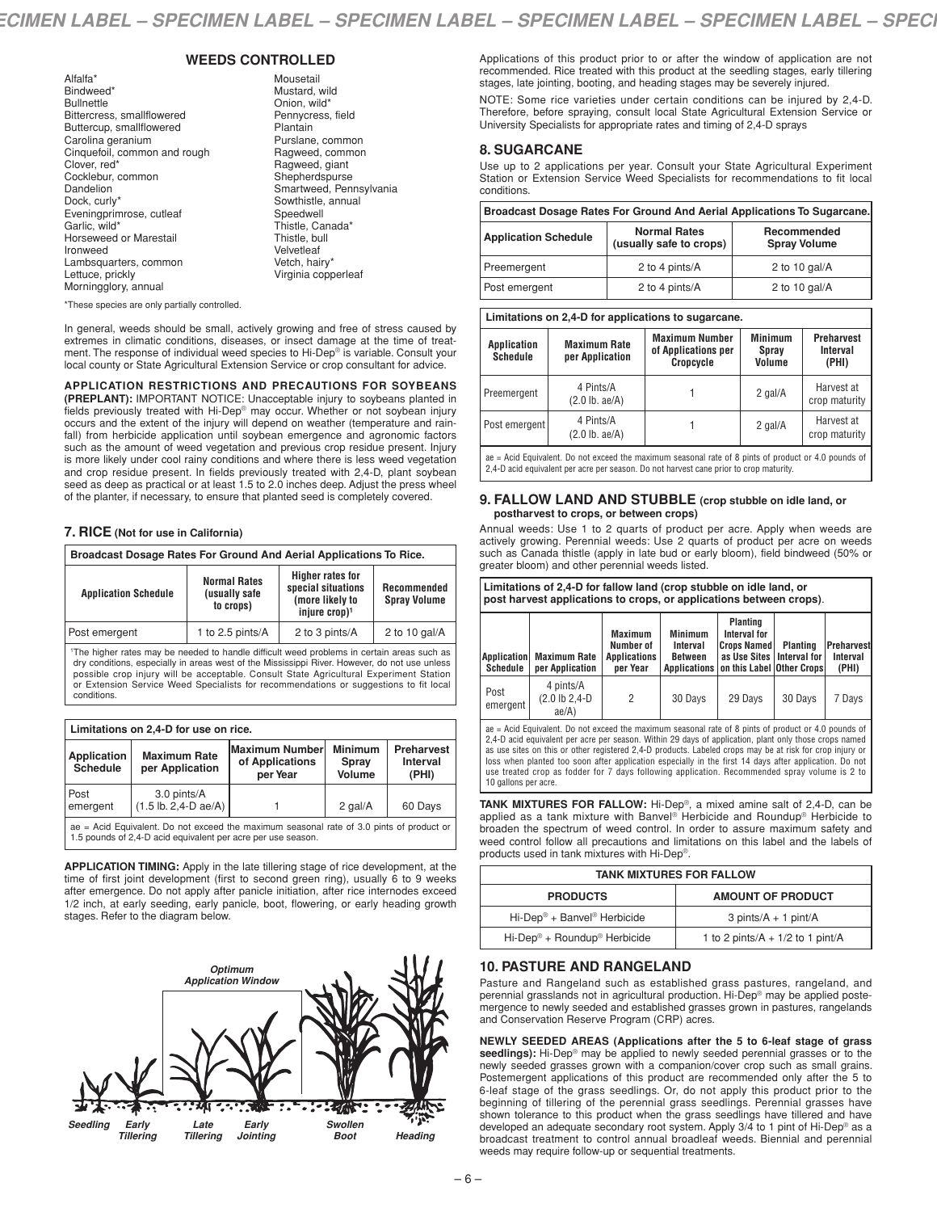## WEEDS CONTROLLED

Alfalfa*
Bindweed*
Bullnettle
Bittercress, smallflowered
Buttercup, smallflowered
Carolina geranium
Cinquefoil, common and rough
Clover, red*
Cocklebur, common
Dandelion
Dock, curly*
Eveningprimrose, cutleaf
Garlic, wild*
Horseweed or Marestail
Ironweed
Lambsquarters, common
Lettuce, prickly
Morningglory, annual
Mousetail
Mustard, wild
Onion, wild*
Pennycress, field
Plantain
Purslane, common
Ragweed, common
Ragweed, giant
Shepherdspurse
Smartweed, Pennsylvania
Sowthistle, annual
Speedwell
Thistle, Canada*
Thistle, bull
Velvetleaf
Vetch, hairy*
Virginia copperleaf

*These species are only partially controlled.

In general, weeds should be small, actively growing and free of stress caused by extremes in climatic conditions, diseases, or insect damage at the time of treatment. The response of individual weed species to Hi-Dep® is variable. Consult your local county or State Agricultural Extension Service or crop consultant for advice.

**APPLICATION RESTRICTIONS AND PRECAUTIONS FOR SOYBEANS (PREPLANT):** IMPORTANT NOTICE: Unacceptable injury to soybeans planted in fields previously treated with Hi-Dep® may occur. Whether or not soybean injury occurs and the extent of the injury will depend on weather (temperature and rainfall) from herbicide application until soybean emergence and agronomic factors such as the amount of weed vegetation and previous crop residue present. Injury is more likely under cool rainy conditions and where there is less weed vegetation and crop residue present. In fields previously treated with 2,4-D, plant soybean seed as deep as practical or at least 1.5 to 2.0 inches deep. Adjust the press wheel of the planter, if necessary, to ensure that planted seed is completely covered.

## 7. RICE (Not for use in California)

**Broadcast Dosage Rates For Ground And Aerial Applications To Rice.**

| Application Schedule | Normal Rates (usually safe to crops) | Higher rates for special situations (more likely to injure crop)[1] | Recommended Spray Volume |
|---|---|---|---|
| Post emergent | 1 to 2.5 pints/A | 2 to 3 pints/A | 2 to 10 gal/A |

[1]The higher rates may be needed to handle difficult weed problems in certain areas such as dry conditions, especially in areas west of the Mississippi River. However, do not use unless possible crop injury will be acceptable. Consult State Agricultural Experiment Station or Extension Service Weed Specialists for recommendations or suggestions to fit local conditions.

**Limitations on 2,4-D for use on rice.**

| Application Schedule | Maximum Rate per Application | Maximum Number of Applications per Year | Minimum Spray Volume | Preharvest Interval (PHI) |
|---|---|---|---|---|
| Post emergent | 3.0 pints/A (1.5 lb. 2,4-D ae/A) | 1 | 2 gal/A | 60 Days |

ae = Acid Equivalent. Do not exceed the maximum seasonal rate of 3.0 pints of product or 1.5 pounds of 2,4-D acid equivalent per acre per use season.

**APPLICATION TIMING:** Apply in the late tillering stage of rice development, at the time of first joint development (first to second green ring), usually 6 to 9 weeks after emergence. Do not apply after panicle initiation, after rice internodes exceed 1/2 inch, at early seeding, early panicle, boot, flowering, or early heading growth stages. Refer to the diagram below.

*Optimum Application Window*

*Seedling — Early Tillering — Late Tillering — Early Jointing — Swollen Boot — Heading*

Applications of this product prior to or after the window of application are not recommended. Rice treated with this product at the seedling stages, early tillering stages, late jointing, booting, and heading stages may be severely injured.

NOTE: Some rice varieties under certain conditions can be injured by 2,4-D. Therefore, before spraying, consult local State Agricultural Extension Service or University Specialists for appropriate rates and timing of 2,4-D sprays

## 8. SUGARCANE

Use up to 2 applications per year. Consult your State Agricultural Experiment Station or Extension Service Weed Specialists for recommendations to fit local conditions.

**Broadcast Dosage Rates For Ground And Aerial Applications To Sugarcane.**

| Application Schedule | Normal Rates (usually safe to crops) | Recommended Spray Volume |
|---|---|---|
| Preemergent | 2 to 4 pints/A | 2 to 10 gal/A |
| Post emergent | 2 to 4 pints/A | 2 to 10 gal/A |

**Limitations on 2,4-D for applications to sugarcane.**

| Application Schedule | Maximum Rate per Application | Maximum Number of Applications per Cropcycle | Minimum Spray Volume | Preharvest Interval (PHI) |
|---|---|---|---|---|
| Preemergent | 4 Pints/A (2.0 lb. ae/A) | 1 | 2 gal/A | Harvest at crop maturity |
| Post emergent | 4 Pints/A (2.0 lb. ae/A) | 1 | 2 gal/A | Harvest at crop maturity |

ae = Acid Equivalent. Do not exceed the maximum seasonal rate of 8 pints of product or 4.0 pounds of 2,4-D acid equivalent per acre per season. Do not harvest cane prior to crop maturity.

## 9. FALLOW LAND AND STUBBLE (crop stubble on idle land, or postharvest to crops, or between crops)

Annual weeds: Use 1 to 2 quarts of product per acre. Apply when weeds are actively growing. Perennial weeds: Use 2 quarts of product per acre on weeds such as Canada thistle (apply in late bud or early bloom), field bindweed (50% or greater bloom) and other perennial weeds listed.

**Limitations of 2,4-D for fallow land (crop stubble on idle land, or post harvest applications to crops, or applications between crops).**

| Application Schedule | Maximum Rate per Application | Maximum Number of Applications per Year | Minimum Interval Between Applications | Planting Interval for Crops Named as Use Sites on this Label | Planting Interval for Other Crops | Preharvest Interval (PHI) |
|---|---|---|---|---|---|---|
| Post emergent | 4 pints/A (2.0 lb 2,4-D ae/A) | 2 | 30 Days | 29 Days | 30 Days | 7 Days |

ae = Acid Equivalent. Do not exceed the maximum seasonal rate of 8 pints of product or 4.0 pounds of 2,4-D acid equivalent per acre per season. Within 29 days of application, plant only those crops named as use sites on this or other registered 2,4-D products. Labeled crops may be at risk for crop injury or loss when planted too soon after application especially in the first 14 days after application. Do not use treated crop as fodder for 7 days following application. Recommended spray volume is 2 to 10 gallons per acre.

**TANK MIXTURES FOR FALLOW:** Hi-Dep®, a mixed amine salt of 2,4-D, can be applied as a tank mixture with Banvel® Herbicide and Roundup® Herbicide to broaden the spectrum of weed control. In order to assure maximum safety and weed control follow all precautions and limitations on this label and the labels of products used in tank mixtures with Hi-Dep®.

**TANK MIXTURES FOR FALLOW**

| PRODUCTS | AMOUNT OF PRODUCT |
|---|---|
| Hi-Dep® + Banvel® Herbicide | 3 pints/A + 1 pint/A |
| Hi-Dep® + Roundup® Herbicide | 1 to 2 pints/A + 1/2 to 1 pint/A |

## 10. PASTURE AND RANGELAND

Pasture and Rangeland such as established grass pastures, rangeland, and perennial grasslands not in agricultural production. Hi-Dep® may be applied postemergence to newly seeded and established grasses grown in pastures, rangelands and Conservation Reserve Program (CRP) acres.

**NEWLY SEEDED AREAS (Applications after the 5 to 6-leaf stage of grass seedlings):** Hi-Dep® may be applied to newly seeded perennial grasses or to the newly seeded grasses grown with a companion/cover crop such as small grains. Postemergent applications of this product are recommended only after the 5 to 6-leaf stage of the grass seedlings. Or, do not apply this product prior to the beginning of tillering of the perennial grass seedlings. Perennial grasses have shown tolerance to this product when the grass seedlings have tillered and have developed an adequate secondary root system. Apply 3/4 to 1 pint of Hi-Dep® as a broadcast treatment to control annual broadleaf weeds. Biennial and perennial weeds may require follow-up or sequential treatments.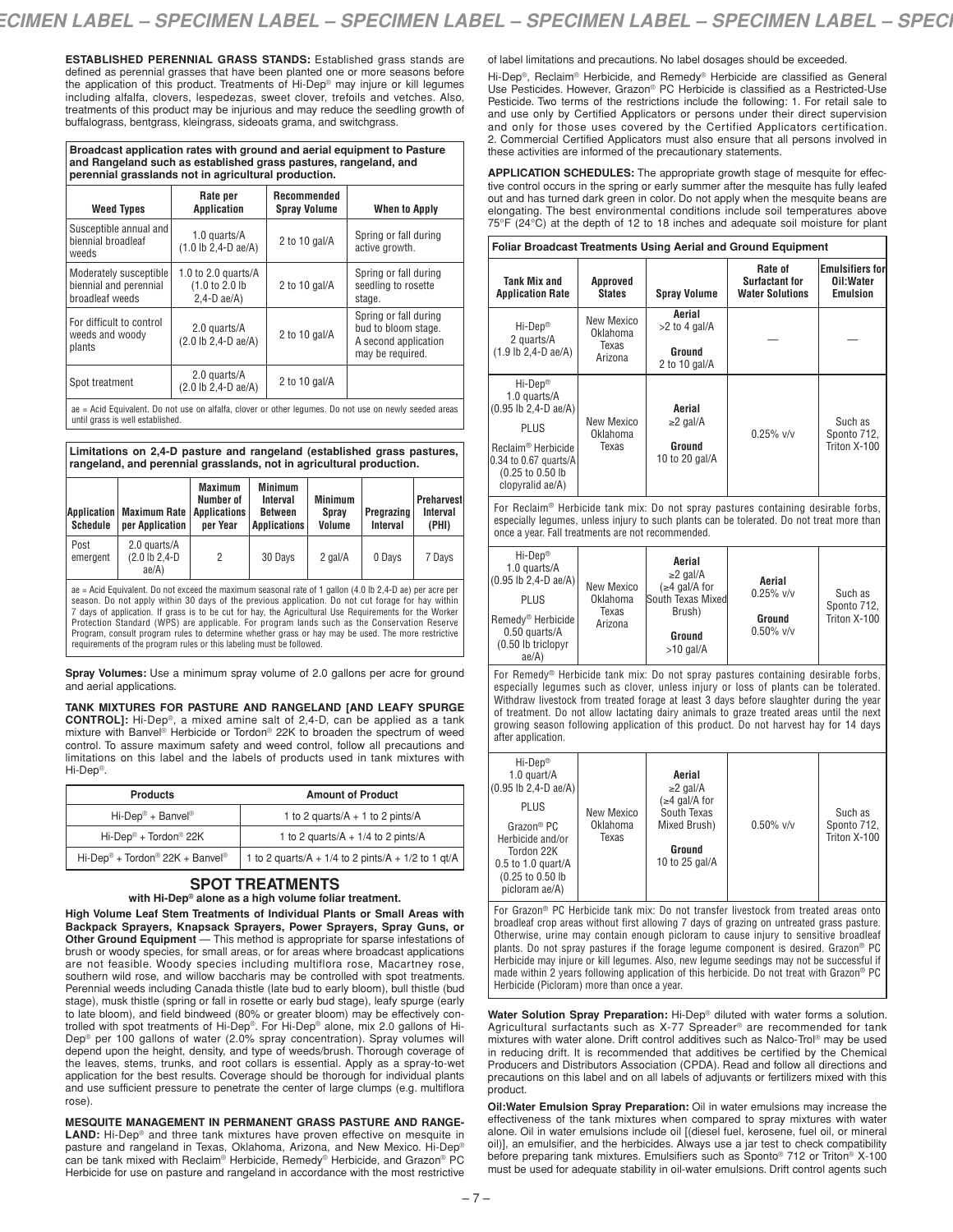**ESTABLISHED PERENNIAL GRASS STANDS:** Established grass stands are defined as perennial grasses that have been planted one or more seasons before the application of this product. Treatments of Hi-Dep® may injure or kill legumes including alfalfa, clovers, lespedezas, sweet clover, trefoils and vetches. Also, treatments of this product may be injurious and may reduce the seedling growth of buffalograss, bentgrass, kleingrass, sideoats grama, and switchgrass.

**Broadcast application rates with ground and aerial equipment to Pasture and Rangeland such as established grass pastures, rangeland, and perennial grasslands not in agricultural production.**

| Weed Types | Rate per Application | Recommended Spray Volume | When to Apply |
|---|---|---|---|
| Susceptible annual and biennial broadleaf weeds | 1.0 quarts/A (1.0 lb 2,4-D ae/A) | 2 to 10 gal/A | Spring or fall during active growth. |
| Moderately susceptible biennial and perennial broadleaf weeds | 1.0 to 2.0 quarts/A (1.0 to 2.0 lb 2,4-D ae/A) | 2 to 10 gal/A | Spring or fall during seedling to rosette stage. |
| For difficult to control weeds and woody plants | 2.0 quarts/A (2.0 lb 2,4-D ae/A) | 2 to 10 gal/A | Spring or fall during bud to bloom stage. A second application may be required. |
| Spot treatment | 2.0 quarts/A (2.0 lb 2,4-D ae/A) | 2 to 10 gal/A | |

ae = Acid Equivalent. Do not use on alfalfa, clover or other legumes. Do not use on newly seeded areas until grass is well established.

**Limitations on 2,4-D pasture and rangeland (established grass pastures, rangeland, and perennial grasslands, not in agricultural production.**

| Application Schedule | Maximum Rate per Application | Maximum Number of Applications per Year | Minimum Interval Between Applications | Minimum Spray Volume | Pregrazing Interval | Preharvest Interval (PHI) |
|---|---|---|---|---|---|---|
| Post emergent | 2.0 quarts/A (2.0 lb 2,4-D ae/A) | 2 | 30 Days | 2 gal/A | 0 Days | 7 Days |

ae = Acid Equivalent. Do not exceed the maximum seasonal rate of 1 gallon (4.0 lb 2,4-D ae) per acre per season. Do not apply within 30 days of the previous application. Do not cut forage for hay within 7 days of application. If grass is to be cut for hay, the Agricultural Use Requirements for the Worker Protection Standard (WPS) are applicable. For program lands such as the Conservation Reserve Program, consult program rules to determine whether grass or hay may be used. The more restrictive requirements of the program rules or this labeling must be followed.

**Spray Volumes:** Use a minimum spray volume of 2.0 gallons per acre for ground and aerial applications.

**TANK MIXTURES FOR PASTURE AND RANGELAND [AND LEAFY SPURGE CONTROL]:** Hi-Dep®, a mixed amine salt of 2,4-D, can be applied as a tank mixture with Banvel® Herbicide or Tordon® 22K to broaden the spectrum of weed control. To assure maximum safety and weed control, follow all precautions and limitations on this label and the labels of products used in tank mixtures with Hi-Dep®.

| Products | Amount of Product |
|---|---|
| Hi-Dep® + Banvel® | 1 to 2 quarts/A + 1 to 2 pints/A |
| Hi-Dep® + Tordon® 22K | 1 to 2 quarts/A + 1/4 to 2 pints/A |
| Hi-Dep® + Tordon® 22K + Banvel® | 1 to 2 quarts/A + 1/4 to 2 pints/A + 1/2 to 1 qt/A |

## SPOT TREATMENTS

**with Hi-Dep® alone as a high volume foliar treatment.**

**High Volume Leaf Stem Treatments of Individual Plants or Small Areas with Backpack Sprayers, Knapsack Sprayers, Power Sprayers, Spray Guns, or Other Ground Equipment** — This method is appropriate for sparse infestations of brush or woody species, for small areas, or for areas where broadcast applications are not feasible. Woody species including multiflora rose, Macartney rose, southern wild rose, and willow baccharis may be controlled with spot treatments. Perennial weeds including Canada thistle (late bud to early bloom), bull thistle (bud stage), musk thistle (spring or fall in rosette or early bud stage), leafy spurge (early to late bloom), and field bindweed (80% or greater bloom) may be effectively controlled with spot treatments of Hi-Dep®. For Hi-Dep® alone, mix 2.0 gallons of Hi-Dep® per 100 gallons of water (2.0% spray concentration). Spray volumes will depend upon the height, density, and type of weeds/brush. Thorough coverage of the leaves, stems, trunks, and root collars is essential. Apply as a spray-to-wet application for the best results. Coverage should be thorough for individual plants and use sufficient pressure to penetrate the center of large clumps (e.g. multiflora rose).

**MESQUITE MANAGEMENT IN PERMANENT GRASS PASTURE AND RANGELAND:** Hi-Dep® and three tank mixtures have proven effective on mesquite in pasture and rangeland in Texas, Oklahoma, Arizona, and New Mexico. Hi-Dep® can be tank mixed with Reclaim® Herbicide, Remedy® Herbicide, and Grazon® PC Herbicide for use on pasture and rangeland in accordance with the most restrictive of label limitations and precautions. No label dosages should be exceeded.

Hi-Dep®, Reclaim® Herbicide, and Remedy® Herbicide are classified as General Use Pesticides. However, Grazon® PC Herbicide is classified as a Restricted-Use Pesticide. Two terms of the restrictions include the following: 1. For retail sale to and use only by Certified Applicators or persons under their direct supervision and only for those uses covered by the Certified Applicators certification. 2. Commercial Certified Applicators must also ensure that all persons involved in these activities are informed of the precautionary statements.

**APPLICATION SCHEDULES:** The appropriate growth stage of mesquite for effective control occurs in the spring or early summer after the mesquite has fully leafed out and has turned dark green in color. Do not apply when the mesquite beans are elongating. The best environmental conditions include soil temperatures above 75°F (24°C) at the depth of 12 to 18 inches and adequate soil moisture for plant

**Foliar Broadcast Treatments Using Aerial and Ground Equipment**

| Tank Mix and Application Rate | Approved States | Spray Volume | Rate of Surfactant for Water Solutions | Emulsifiers for Oil:Water Emulsion |
|---|---|---|---|---|
| Hi-Dep® 2 quarts/A (1.9 lb 2,4-D ae/A) | New Mexico Oklahoma Texas Arizona | **Aerial** >2 to 4 gal/A **Ground** 2 to 10 gal/A | — | — |
| Hi-Dep® 1.0 quarts/A (0.95 lb 2,4-D ae/A) PLUS Reclaim® Herbicide 0.34 to 0.67 quarts/A (0.25 to 0.50 lb clopyralid ae/A) | New Mexico Oklahoma Texas | **Aerial** ≥2 gal/A **Ground** 10 to 20 gal/A | 0.25% v/v | Such as Sponto 712, Triton X-100 |
| For Reclaim® Herbicide tank mix: Do not spray pastures containing desirable forbs, especially legumes, unless injury to such plants can be tolerated. Do not treat more than once a year. Fall treatments are not recommended. | | | | |
| Hi-Dep® 1.0 quarts/A (0.95 lb 2,4-D ae/A) PLUS Remedy® Herbicide 0.50 quarts/A (0.50 lb triclopyr ae/A) | New Mexico Oklahoma Texas Arizona | **Aerial** ≥2 gal/A (≥4 gal/A for South Texas Mixed Brush) **Ground** >10 gal/A | **Aerial** 0.25% v/v **Ground** 0.50% v/v | Such as Sponto 712, Triton X-100 |
| For Remedy® Herbicide tank mix: Do not spray pastures containing desirable forbs, especially legumes such as clover, unless injury or loss of plants can be tolerated. Withdraw livestock from treated forage at least 3 days before slaughter during the year of treatment. Do not allow lactating dairy animals to graze treated areas until the next growing season following application of this product. Do not harvest hay for 14 days after application. | | | | |
| Hi-Dep® 1.0 quart/A (0.95 lb 2,4-D ae/A) PLUS Grazon® PC Herbicide and/or Tordon 22K 0.5 to 1.0 quart/A (0.25 to 0.50 lb picloram ae/A) | New Mexico Oklahoma Texas | **Aerial** ≥2 gal/A (≥4 gal/A for South Texas Mixed Brush) **Ground** 10 to 25 gal/A | 0.50% v/v | Such as Sponto 712, Triton X-100 |
| For Grazon® PC Herbicide tank mix: Do not transfer livestock from treated areas onto broadleaf crop areas without first allowing 7 days of grazing on untreated grass pasture. Otherwise, urine may contain enough picloram to cause injury to sensitive broadleaf plants. Do not spray pastures if the forage legume component is desired. Grazon® PC Herbicide may injure or kill legumes. Also, new legume seedings may not be successful if made within 2 years following application of this herbicide. Do not treat with Grazon® PC Herbicide (Picloram) more than once a year. | | | | |

**Water Solution Spray Preparation:** Hi-Dep® diluted with water forms a solution. Agricultural surfactants such as X-77 Spreader® are recommended for tank mixtures with water alone. Drift control additives such as Nalco-Trol® may be used in reducing drift. It is recommended that additives be certified by the Chemical Producers and Distributors Association (CPDA). Read and follow all directions and precautions on this label and on all labels of adjuvants or fertilizers mixed with this product.

**Oil:Water Emulsion Spray Preparation:** Oil in water emulsions may increase the effectiveness of the tank mixtures when compared to spray mixtures with water alone. Oil in water emulsions include oil [(diesel fuel, kerosene, fuel oil, or mineral oil)], an emulsifier, and the herbicides. Always use a jar test to check compatibility before preparing tank mixtures. Emulsifiers such as Sponto® 712 or Triton® X-100 must be used for adequate stability in oil-water emulsions. Drift control agents such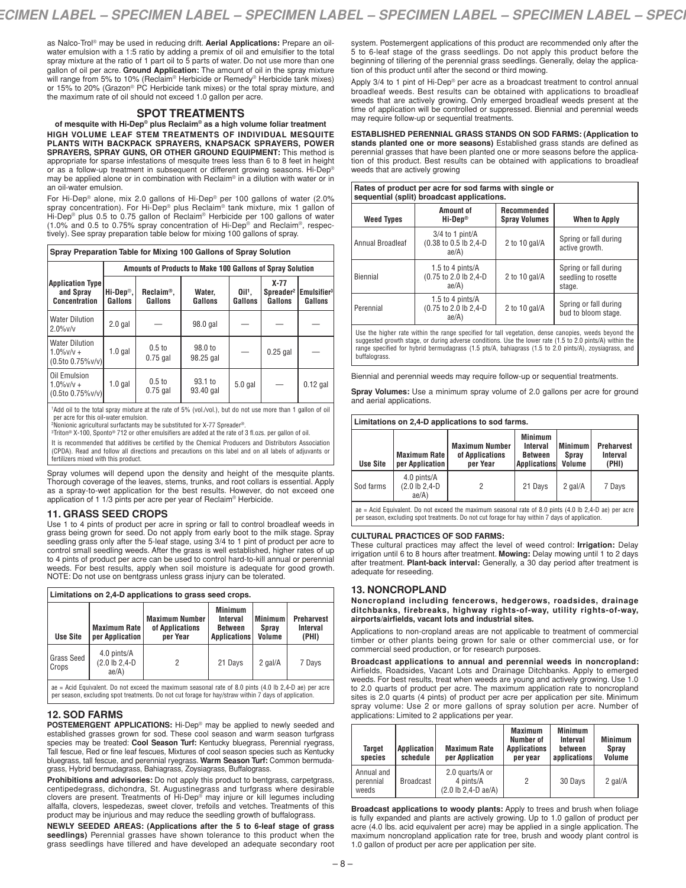as Nalco-Trol® may be used in reducing drift. **Aerial Applications:** Prepare an oil-water emulsion with a 1:5 ratio by adding a premix of oil and emulsifier to the total spray mixture at the ratio of 1 part oil to 5 parts of water. Do not use more than one gallon of oil per acre. **Ground Application:** The amount of oil in the spray mixture will range from 5% to 10% (Reclaim® Herbicide or Remedy® Herbicide tank mixes) or 15% to 20% (Grazon® PC Herbicide tank mixes) or the total spray mixture, and the maximum rate of oil should not exceed 1.0 gallon per acre.

## SPOT TREATMENTS

**of mesquite with Hi-Dep® plus Reclaim® as a high volume foliar treatment**

**HIGH VOLUME LEAF STEM TREATMENTS OF INDIVIDUAL MESQUITE PLANTS WITH BACKPACK SPRAYERS, KNAPSACK SPRAYERS, POWER SPRAYERS, SPRAY GUNS, OR OTHER GROUND EQUIPMENT:** This method is appropriate for sparse infestations of mesquite trees less than 6 to 8 feet in height or as a follow-up treatment in subsequent or different growing seasons. Hi-Dep® may be applied alone or in combination with Reclaim® in a dilution with water or in an oil-water emulsion.

For Hi-Dep® alone, mix 2.0 gallons of Hi-Dep® per 100 gallons of water (2.0% spray concentration). For Hi-Dep® plus Reclaim® tank mixture, mix 1 gallon of Hi-Dep® plus 0.5 to 0.75 gallon of Reclaim® Herbicide per 100 gallons of water (1.0% and 0.5 to 0.75% spray concentration of Hi-Dep® and Reclaim®, respectively). See spray preparation table below for mixing 100 gallons of spray.

**Spray Preparation Table for Mixing 100 Gallons of Spray Solution**

| Application Type and Spray Concentration | Amounts of Products to Make 100 Gallons of Spray Solution | | | | | |
|---|---|---|---|---|---|---|
| | Hi-Dep®, Gallons | Reclaim®, Gallons | Water, Gallons | Oil[1], Gallons | X-77 Spreader[2] Gallons | Emulsifier[3] Gallons |
| Water Dilution 2.0%v/v | 2.0 gal | — | 98.0 gal | — | — | — |
| Water Dilution 1.0%v/v + (0.5to 0.75%v/v) | 1.0 gal | 0.5 to 0.75 gal | 98.0 to 98.25 gal | — | 0.25 gal | — |
| Oil Emulsion 1.0%v/v + (0.5to 0.75%v/v) | 1.0 gal | 0.5 to 0.75 gal | 93.1 to 93.40 gal | 5.0 gal | — | 0.12 gal |

[1]Add oil to the total spray mixture at the rate of 5% (vol./vol.), but do not use more than 1 gallon of oil per acre for this oil-water emulsion.
[2]Nonionic agricultural surfactants may be substituted for X-77 Spreader®.
[3]Triton® X-100, Sponto® 712 or other emulsifiers are added at the rate of 3 fl.ozs. per gallon of oil.

It is recommended that additives be certified by the Chemical Producers and Distributors Association (CPDA). Read and follow all directions and precautions on this label and on all labels of adjuvants or fertilizers mixed with this product.

Spray volumes will depend upon the density and height of the mesquite plants. Thorough coverage of the leaves, stems, trunks, and root collars is essential. Apply as a spray-to-wet application for the best results. However, do not exceed one application of 1 1/3 pints per acre per year of Reclaim® Herbicide.

## 11. GRASS SEED CROPS

Use 1 to 4 pints of product per acre in spring or fall to control broadleaf weeds in grass being grown for seed. Do not apply from early boot to the milk stage. Spray seedling grass only after the 5-leaf stage, using 3/4 to 1 pint of product per acre to control small seedling weeds. After the grass is well established, higher rates of up to 4 pints of product per acre can be used to control hard-to-kill annual or perennial weeds. For best results, apply when soil moisture is adequate for good growth. NOTE: Do not use on bentgrass unless grass injury can be tolerated.

**Limitations on 2,4-D applications to grass seed crops.**

| Use Site | Maximum Rate per Application | Maximum Number of Applications per Year | Minimum Interval Between Applications | Minimum Spray Volume | Preharvest Interval (PHI) |
|---|---|---|---|---|---|
| Grass Seed Crops | 4.0 pints/A (2.0 lb 2,4-D ae/A) | 2 | 21 Days | 2 gal/A | 7 Days |

ae = Acid Equivalent. Do not exceed the maximum seasonal rate of 8.0 pints (4.0 lb 2,4-D ae) per acre per season, excluding spot treatments. Do not cut forage for hay/straw within 7 days of application.

## 12. SOD FARMS

**POSTEMERGENT APPLICATIONS:** Hi-Dep® may be applied to newly seeded and established grasses grown for sod. These cool season and warm season turfgrass species may be treated: **Cool Season Turf:** Kentucky bluegrass, Perennial ryegrass, Tall fescue, Red or fine leaf fescues, Mixtures of cool season species such as Kentucky bluegrass, tall fescue, and perennial ryegrass. **Warm Season Turf:** Common bermudagrass, Hybrid bermudagrass, Bahiagrass, Zoysiagrass, Buffalograss.

**Prohibitions and advisories:** Do not apply this product to bentgrass, carpetgrass, centipedegrass, dichondra, St. Augustinegrass and turfgrass where desirable clovers are present. Treatments of Hi-Dep® may injure or kill legumes including alfalfa, clovers, lespedezas, sweet clover, trefoils and vetches. Treatments of this product may be injurious and may reduce the seedling growth of buffalograss.

**NEWLY SEEDED AREAS: (Applications after the 5 to 6-leaf stage of grass seedlings)** Perennial grasses have shown tolerance to this product when the grass seedlings have tillered and have developed an adequate secondary root system. Postemergent applications of this product are recommended only after the 5 to 6-leaf stage of the grass seedlings. Do not apply this product before the beginning of tillering of the perennial grass seedlings. Generally, delay the application of this product until after the second or third mowing.

Apply 3/4 to 1 pint of Hi-Dep® per acre as a broadcast treatment to control annual broadleaf weeds. Best results can be obtained with applications to broadleaf weeds that are actively growing. Only emerged broadleaf weeds present at the time of application will be controlled or suppressed. Biennial and perennial weeds may require follow-up or sequential treatments.

**ESTABLISHED PERENNIAL GRASS STANDS ON SOD FARMS: (Application to stands planted one or more seasons)** Established grass stands are defined as perennial grasses that have been planted one or more seasons before the application of this product. Best results can be obtained with applications to broadleaf weeds that are actively growing

**Rates of product per acre for sod farms with single or sequential (split) broadcast applications.**

| Weed Types | Amount of Hi-Dep® | Recommended Spray Volumes | When to Apply |
|---|---|---|---|
| Annual Broadleaf | 3/4 to 1 pint/A (0.38 to 0.5 lb 2,4-D ae/A) | 2 to 10 gal/A | Spring or fall during active growth. |
| Biennial | 1.5 to 4 pints/A (0.75 to 2.0 lb 2,4-D ae/A) | 2 to 10 gal/A | Spring or fall during seedling to rosette stage. |
| Perennial | 1.5 to 4 pints/A (0.75 to 2.0 lb 2,4-D ae/A) | 2 to 10 gal/A | Spring or fall during bud to bloom stage. |

Use the higher rate within the range specified for tall vegetation, dense canopies, weeds beyond the suggested growth stage, or during adverse conditions. Use the lower rate (1.5 to 2.0 pints/A) within the range specified for hybrid bermudagrass (1.5 pts/A, bahiagrass (1.5 to 2.0 pints/A), zoysiagrass, and buffalograss.

Biennial and perennial weeds may require follow-up or sequential treatments.

**Spray Volumes:** Use a minimum spray volume of 2.0 gallons per acre for ground and aerial applications.

**Limitations on 2,4-D applications to sod farms.**

| Use Site | Maximum Rate per Application | Maximum Number of Applications per Year | Minimum Interval Between Applications | Minimum Spray Volume | Preharvest Interval (PHI) |
|---|---|---|---|---|---|
| Sod farms | 4.0 pints/A (2.0 lb 2,4-D ae/A) | 2 | 21 Days | 2 gal/A | 7 Days |

ae = Acid Equivalent. Do not exceed the maximum seasonal rate of 8.0 pints (4.0 lb 2,4-D ae) per acre per season, excluding spot treatments. Do not cut forage for hay within 7 days of application.

**CULTURAL PRACTICES OF SOD FARMS:**

These cultural practices may affect the level of weed control: **Irrigation:** Delay irrigation until 6 to 8 hours after treatment. **Mowing:** Delay mowing until 1 to 2 days after treatment. **Plant-back interval:** Generally, a 30 day period after treatment is adequate for reseeding.

## 13. NONCROPLAND

**Noncropland including fencerows, hedgerows, roadsides, drainage ditchbanks, firebreaks, highway rights-of-way, utility rights-of-way, airports/airfields, vacant lots and industrial sites.**

Applications to non-cropland areas are not applicable to treatment of commercial timber or other plants being grown for sale or other commercial use, or for commercial seed production, or for research purposes.

**Broadcast applications to annual and perennial weeds in noncropland:** Airfields, Roadsides, Vacant Lots and Drainage Ditchbanks. Apply to emerged weeds. For best results, treat when weeds are young and actively growing. Use 1.0 to 2.0 quarts of product per acre. The maximum application rate to noncropland sites is 2.0 quarts (4 pints) of product per acre per application per site. Minimum spray volume: Use 2 or more gallons of spray solution per acre. Number of applications: Limited to 2 applications per year.

| Target species | Application schedule | Maximum Rate per Application | Maximum Number of Applications per year | Minimum Interval between applications | Minimum Spray Volume |
|---|---|---|---|---|---|
| Annual and perennial weeds | Broadcast | 2.0 quarts/A or 4 pints/A (2.0 lb 2,4-D ae/A) | 2 | 30 Days | 2 gal/A |

**Broadcast applications to woody plants:** Apply to trees and brush when foliage is fully expanded and plants are actively growing. Up to 1.0 gallon of product per acre (4.0 lbs. acid equivalent per acre) may be applied in a single application. The maximum noncropland application rate for tree, brush and woody plant control is 1.0 gallon of product per acre per application per site.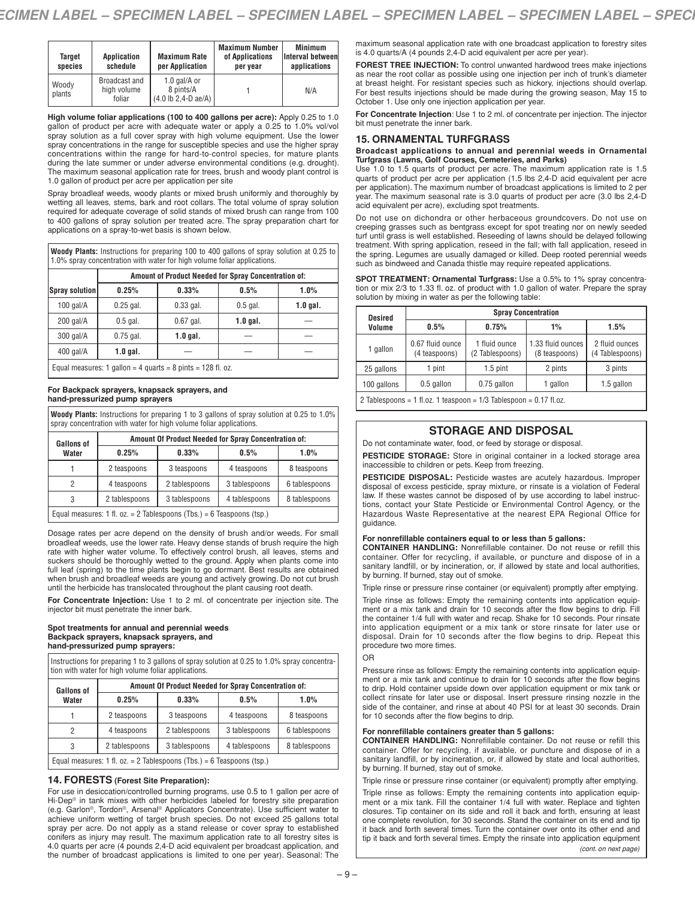| Target species | Application schedule | Maximum Rate per Application | Maximum Number of Applications per year | Minimum Interval between applications |
|---|---|---|---|---|
| Woody plants | Broadcast and high volume foliar | 1.0 gal/A or 8 pints/A (4.0 lb 2,4-D ae/A) | 1 | N/A |

**High volume foliar applications (100 to 400 gallons per acre):** Apply 0.25 to 1.0 gallon of product per acre with adequate water or apply a 0.25 to 1.0% vol/vol spray solution as a full cover spray with high volume equipment. Use the lower spray concentrations in the range for susceptible species and use the higher spray concentrations within the range for hard-to-control species, for mature plants during the late summer or under adverse environmental conditions (e.g. drought). The maximum seasonal application rate for trees, brush and woody plant control is 1.0 gallon of product per acre per application per site

Spray broadleaf weeds, woody plants or mixed brush uniformly and thoroughly by wetting all leaves, stems, bark and root collars. The total volume of spray solution required for adequate coverage of solid stands of mixed brush can range from 100 to 400 gallons of spray solution per treated acre. The spray preparation chart for applications on a spray-to-wet basis is shown below.

**Woody Plants:** Instructions for preparing 100 to 400 gallons of spray solution at 0.25 to 1.0% spray concentration with water for high volume foliar applications.

| Spray solution | Amount of Product Needed for Spray Concentration of: | | | |
|---|---|---|---|---|
| | 0.25% | 0.33% | 0.5% | 1.0% |
| 100 gal/A | 0.25 gal. | 0.33 gal. | 0.5 gal. | **1.0 gal.** |
| 200 gal/A | 0.5 gal. | 0.67 gal. | **1.0 gal.** | — |
| 300 gal/A | 0.75 gal. | **1.0 gal.** | — | — |
| 400 gal/A | **1.0 gal.** | — | — | — |

Equal measures: 1 gallon = 4 quarts = 8 pints = 128 fl. oz.

**For Backpack sprayers, knapsack sprayers, and hand-pressurized pump sprayers**

**Woody Plants:** Instructions for preparing 1 to 3 gallons of spray solution at 0.25 to 1.0% spray concentration with water for high volume foliar applications.

| Gallons of Water | Amount Of Product Needed for Spray Concentration of: | | | |
|---|---|---|---|---|
| | 0.25% | 0.33% | 0.5% | 1.0% |
| 1 | 2 teaspoons | 3 teaspoons | 4 teaspoons | 8 teaspoons |
| 2 | 4 teaspoons | 2 tablespoons | 3 tablespoons | 6 tablespoons |
| 3 | 2 tablespoons | 3 tablespoons | 4 tablespoons | 8 tablespoons |

Equal measures: 1 fl. oz. = 2 Tablespoons (Tbs.) = 6 Teaspoons (tsp.)

Dosage rates per acre depend on the density of brush and/or weeds. For small broadleaf weeds, use the lower rate. Heavy dense stands of brush require the high rate with higher water volume. To effectively control brush, all leaves, stems and suckers should be thoroughly wetted to the ground. Apply when plants come into full leaf (spring) to the time plants begin to go dormant. Best results are obtained when brush and broadleaf weeds are young and actively growing. Do not cut brush until the herbicide has translocated throughout the plant causing root death.

**For Concentrate Injection:** Use 1 to 2 ml. of concentrate per injection site. The injector bit must penetrate the inner bark.

**Spot treatments for annual and perennial weeds**
**Backpack sprayers, knapsack sprayers, and hand-pressurized pump sprayers:**

Instructions for preparing 1 to 3 gallons of spray solution at 0.25 to 1.0% spray concentration with water for high volume foliar applications.

| Gallons of Water | Amount Of Product Needed for Spray Concentration of: | | | |
|---|---|---|---|---|
| | 0.25% | 0.33% | 0.5% | 1.0% |
| 1 | 2 teaspoons | 3 teaspoons | 4 teaspoons | 8 teaspoons |
| 2 | 4 teaspoons | 2 tablespoons | 3 tablespoons | 6 tablespoons |
| 3 | 2 tablespoons | 3 tablespoons | 4 tablespoons | 8 tablespoons |

Equal measures: 1 fl. oz. = 2 Tablespoons (Tbs.) = 6 Teaspoons (tsp.)

## 14. FORESTS (Forest Site Preparation):

For use in desiccation/controlled burning programs, use 0.5 to 1 gallon per acre of Hi-Dep® in tank mixes with other herbicides labeled for forestry site preparation (e.g. Garlon®, Tordon®, Arsenal® Applicators Concentrate). Use sufficient water to achieve uniform wetting of target brush species. Do not exceed 25 gallons total spray per acre. Do not apply as a stand release or cover spray to established conifers as injury may result. The maximum application rate to all forestry sites is 4.0 quarts per acre (4 pounds 2,4-D acid equivalent per broadcast application, and the number of broadcast applications is limited to one per year). Seasonal: The maximum seasonal application rate with one broadcast application to forestry sites is 4.0 quarts/A (4 pounds 2,4-D acid equivalent per acre per year).

**FOREST TREE INJECTION:** To control unwanted hardwood trees make injections as near the root collar as possible using one injection per inch of trunk's diameter at breast height. For resistant species such as hickory, injections should overlap. For best results injections should be made during the growing season, May 15 to October 1. Use only one injection application per year.

**For Concentrate Injection**: Use 1 to 2 ml. of concentrate per injection. The injector bit must penetrate the inner bark.

## 15. ORNAMENTAL TURFGRASS

**Broadcast applications to annual and perennial weeds in Ornamental Turfgrass (Lawns, Golf Courses, Cemeteries, and Parks)**

Use 1.0 to 1.5 quarts of product per acre. The maximum application rate is 1.5 quarts of product per acre per application (1.5 lbs 2,4-D acid equivalent per acre per application). The maximum number of broadcast applications is limited to 2 per year. The maximum seasonal rate is 3.0 quarts of product per acre (3.0 lbs 2,4-D acid equivalent per acre), excluding spot treatments.

Do not use on dichondra or other herbaceous groundcovers. Do not use on creeping grasses such as bentgrass except for spot treating nor on newly seeded turf until grass is well established. Reseeding of lawns should be delayed following treatment. With spring application, reseed in the fall; with fall application, reseed in the spring. Legumes are usually damaged or killed. Deep rooted perennial weeds such as bindweed and Canada thistle may require repeated applications.

**SPOT TREATMENT: Ornamental Turfgrass:** Use a 0.5% to 1% spray concentration or mix 2/3 to 1.33 fl. oz. of product with 1.0 gallon of water. Prepare the spray solution by mixing in water as per the following table:

| Desired Volume | Spray Concentration | | | |
|---|---|---|---|---|
| | 0.5% | 0.75% | 1% | 1.5% |
| 1 gallon | 0.67 fluid ounce (4 teaspoons) | 1 fluid ounce (2 Tablespoons) | 1.33 fluid ounces (8 teaspoons) | 2 fluid ounces (4 Tablespoons) |
| 25 gallons | 1 pint | 1.5 pint | 2 pints | 3 pints |
| 100 gallons | 0.5 gallon | 0.75 gallon | 1 gallon | 1.5 gallon |

2 Tablespoons = 1 fl.oz. 1 teaspoon = 1/3 Tablespoon = 0.17 fl.oz.

## STORAGE AND DISPOSAL

Do not contaminate water, food, or feed by storage or disposal.

**PESTICIDE STORAGE:** Store in original container in a locked storage area inaccessible to children or pets. Keep from freezing.

**PESTICIDE DISPOSAL:** Pesticide wastes are acutely hazardous. Improper disposal of excess pesticide, spray mixture, or rinsate is a violation of Federal law. If these wastes cannot be disposed of by use according to label instructions, contact your State Pesticide or Environmental Control Agency, or the Hazardous Waste Representative at the nearest EPA Regional Office for guidance.

**For nonrefillable containers equal to or less than 5 gallons:**
**CONTAINER HANDLING:** Nonrefillable container. Do not reuse or refill this container. Offer for recycling, if available, or puncture and dispose of in a sanitary landfill, or by incineration, or, if allowed by state and local authorities, by burning. If burned, stay out of smoke.

Triple rinse or pressure rinse container (or equivalent) promptly after emptying.

Triple rinse as follows: Empty the remaining contents into application equipment or a mix tank and drain for 10 seconds after the flow begins to drip. Fill the container 1/4 full with water and recap. Shake for 10 seconds. Pour rinsate into application equipment or a mix tank or store rinsate for later use or disposal. Drain for 10 seconds after the flow begins to drip. Repeat this procedure two more times.

OR

Pressure rinse as follows: Empty the remaining contents into application equipment or a mix tank and continue to drain for 10 seconds after the flow begins to drip. Hold container upside down over application equipment or mix tank or collect rinsate for later use or disposal. Insert pressure rinsing nozzle in the side of the container, and rinse at about 40 PSI for at least 30 seconds. Drain for 10 seconds after the flow begins to drip.

**For nonrefillable containers greater than 5 gallons:**
**CONTAINER HANDLING:** Nonrefillable container. Do not reuse or refill this container. Offer for recycling, if available, or puncture and dispose of in a sanitary landfill, or by incineration, or, if allowed by state and local authorities, by burning. If burned, stay out of smoke.

Triple rinse or pressure rinse container (or equivalent) promptly after emptying.

Triple rinse as follows: Empty the remaining contents into application equipment or a mix tank. Fill the container 1/4 full with water. Replace and tighten closures. Tip container on its side and roll it back and forth, ensuring at least one complete revolution, for 30 seconds. Stand the container on its end and tip it back and forth several times. Turn the container over onto its other end and tip it back and forth several times. Empty the rinsate into application equipment

*(cont. on next page)*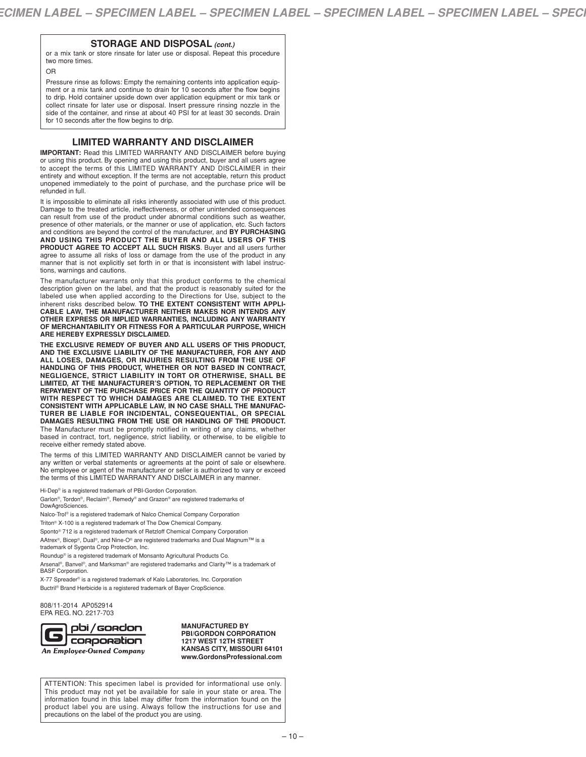## STORAGE AND DISPOSAL *(cont.)*

or a mix tank or store rinsate for later use or disposal. Repeat this procedure two more times.

OR

Pressure rinse as follows: Empty the remaining contents into application equipment or a mix tank and continue to drain for 10 seconds after the flow begins to drip. Hold container upside down over application equipment or mix tank or collect rinsate for later use or disposal. Insert pressure rinsing nozzle in the side of the container, and rinse at about 40 PSI for at least 30 seconds. Drain for 10 seconds after the flow begins to drip.

## LIMITED WARRANTY AND DISCLAIMER

**IMPORTANT:** Read this LIMITED WARRANTY AND DISCLAIMER before buying or using this product. By opening and using this product, buyer and all users agree to accept the terms of this LIMITED WARRANTY AND DISCLAIMER in their entirety and without exception. If the terms are not acceptable, return this product unopened immediately to the point of purchase, and the purchase price will be refunded in full.

It is impossible to eliminate all risks inherently associated with use of this product. Damage to the treated article, ineffectiveness, or other unintended consequences can result from use of the product under abnormal conditions such as weather, presence of other materials, or the manner or use of application, etc. Such factors and conditions are beyond the control of the manufacturer, and **BY PURCHASING AND USING THIS PRODUCT THE BUYER AND ALL USERS OF THIS PRODUCT AGREE TO ACCEPT ALL SUCH RISKS**. Buyer and all users further agree to assume all risks of loss or damage from the use of the product in any manner that is not explicitly set forth in or that is inconsistent with label instructions, warnings and cautions.

The manufacturer warrants only that this product conforms to the chemical description given on the label, and that the product is reasonably suited for the labeled use when applied according to the Directions for Use, subject to the inherent risks described below. **TO THE EXTENT CONSISTENT WITH APPLICABLE LAW, THE MANUFACTURER NEITHER MAKES NOR INTENDS ANY OTHER EXPRESS OR IMPLIED WARRANTIES, INCLUDING ANY WARRANTY OF MERCHANTABILITY OR FITNESS FOR A PARTICULAR PURPOSE, WHICH ARE HEREBY EXPRESSLY DISCLAIMED.**

**THE EXCLUSIVE REMEDY OF BUYER AND ALL USERS OF THIS PRODUCT, AND THE EXCLUSIVE LIABILITY OF THE MANUFACTURER, FOR ANY AND ALL LOSES, DAMAGES, OR INJURIES RESULTING FROM THE USE OF HANDLING OF THIS PRODUCT, WHETHER OR NOT BASED IN CONTRACT, NEGLIGENCE, STRICT LIABILITY IN TORT OR OTHERWISE, SHALL BE LIMITED, AT THE MANUFACTURER'S OPTION, TO REPLACEMENT OR THE REPAYMENT OF THE PURCHASE PRICE FOR THE QUANTITY OF PRODUCT WITH RESPECT TO WHICH DAMAGES ARE CLAIMED. TO THE EXTENT CONSISTENT WITH APPLICABLE LAW, IN NO CASE SHALL THE MANUFACTURER BE LIABLE FOR INCIDENTAL, CONSEQUENTIAL, OR SPECIAL DAMAGES RESULTING FROM THE USE OR HANDLING OF THE PRODUCT.** The Manufacturer must be promptly notified in writing of any claims, whether based in contract, tort, negligence, strict liability, or otherwise, to be eligible to receive either remedy stated above.

The terms of this LIMITED WARRANTY AND DISCLAIMER cannot be varied by any written or verbal statements or agreements at the point of sale or elsewhere. No employee or agent of the manufacturer or seller is authorized to vary or exceed the terms of this LIMITED WARRANTY AND DISCLAIMER in any manner.

Hi-Dep® is a registered trademark of PBI-Gordon Corporation.

Garlon®, Tordon®, Reclaim®, Remedy® and Grazon® are registered trademarks of DowAgroSciences.

Nalco-Trol® is a registered trademark of Nalco Chemical Company Corporation

Triton® X-100 is a registered trademark of The Dow Chemical Company.

Sponto® 712 is a registered trademark of Retzloff Chemical Company Corporation

AAtrex®, Bicep®, Dual®, and Nine-O® are registered trademarks and Dual Magnum™ is a trademark of Sygenta Crop Protection, Inc.

Roundup® is a registered trademark of Monsanto Agricultural Products Co.

Arsenal®, Banvel®, and Marksman® are registered trademarks and Clarity™ is a trademark of BASF Corporation.

X-77 Spreader® is a registered trademark of Kalo Laboratories, Inc. Corporation

Buctril® Brand Herbicide is a registered trademark of Bayer CropScience.

808/11-2014 AP052914
EPA REG. NO. 2217-703

pbi/gordon corporation
*An Employee-Owned Company*

**MANUFACTURED BY**
**PBI/GORDON CORPORATION**
**1217 WEST 12TH STREET**
**KANSAS CITY, MISSOURI 64101**
**www.GordonsProfessional.com**

ATTENTION: This specimen label is provided for informational use only. This product may not yet be available for sale in your state or area. The information found in this label may differ from the information found on the product label you are using. Always follow the instructions for use and precautions on the label of the product you are using.